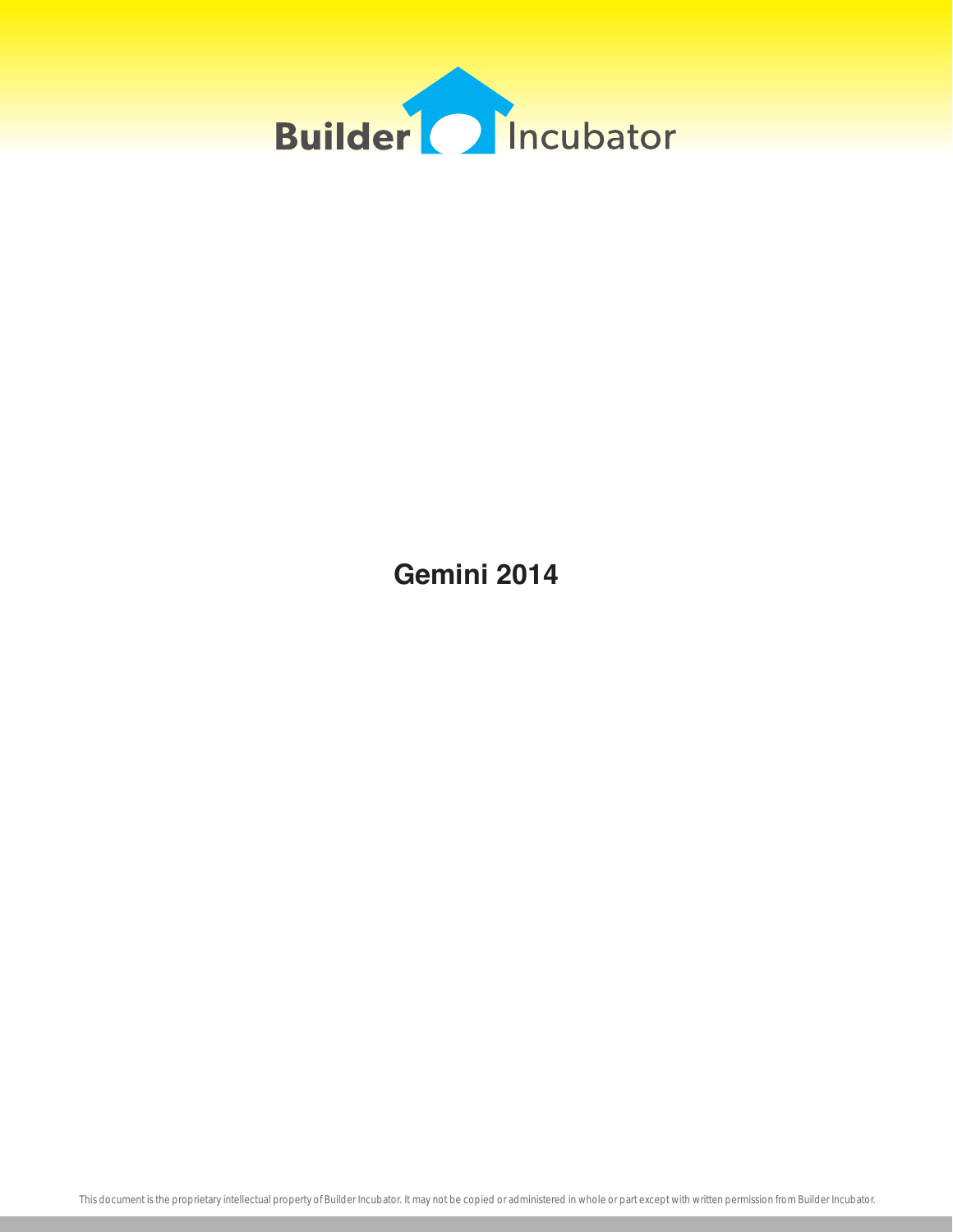Builder Incubator

# Gemini 2014

This document is the proprietary intellectual property of Builder Incubator. It may not be copied or administered in whole or part except with written permission from Builder Incubator.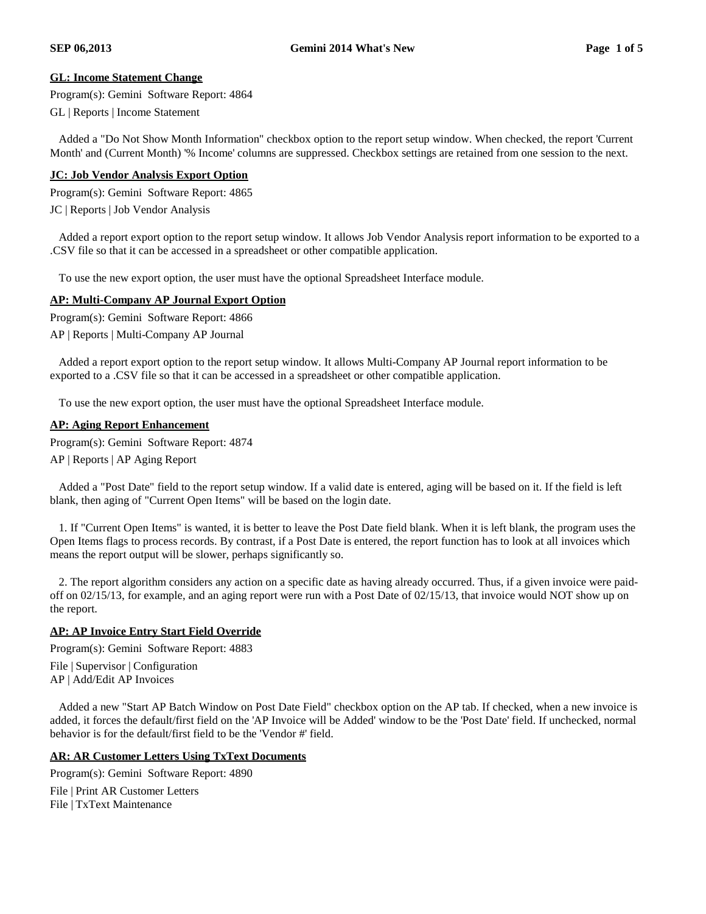### GL: Income Statement Change

Program(s): Gemini  Software Report: 4864

GL | Reports | Income Statement

Added a "Do Not Show Month Information" checkbox option to the report setup window. When checked, the report 'Current Month' and (Current Month) '% Income' columns are suppressed. Checkbox settings are retained from one session to the next.

### JC: Job Vendor Analysis Export Option

Program(s): Gemini  Software Report: 4865

JC | Reports | Job Vendor Analysis

Added a report export option to the report setup window. It allows Job Vendor Analysis report information to be exported to a .CSV file so that it can be accessed in a spreadsheet or other compatible application.

To use the new export option, the user must have the optional Spreadsheet Interface module.

### AP: Multi-Company AP Journal Export Option

Program(s): Gemini  Software Report: 4866

AP | Reports | Multi-Company AP Journal

Added a report export option to the report setup window. It allows Multi-Company AP Journal report information to be exported to a .CSV file so that it can be accessed in a spreadsheet or other compatible application.

To use the new export option, the user must have the optional Spreadsheet Interface module.

### AP: Aging Report Enhancement

Program(s): Gemini  Software Report: 4874

AP | Reports | AP Aging Report

Added a "Post Date" field to the report setup window. If a valid date is entered, aging will be based on it. If the field is left blank, then aging of "Current Open Items" will be based on the login date.

1. If "Current Open Items" is wanted, it is better to leave the Post Date field blank. When it is left blank, the program uses the Open Items flags to process records. By contrast, if a Post Date is entered, the report function has to look at all invoices which means the report output will be slower, perhaps significantly so.

2. The report algorithm considers any action on a specific date as having already occurred. Thus, if a given invoice were paid-off on 02/15/13, for example, and an aging report were run with a Post Date of 02/15/13, that invoice would NOT show up on the report.

### AP: AP Invoice Entry Start Field Override

Program(s): Gemini  Software Report: 4883

File | Supervisor | Configuration
AP | Add/Edit AP Invoices

Added a new "Start AP Batch Window on Post Date Field" checkbox option on the AP tab. If checked, when a new invoice is added, it forces the default/first field on the 'AP Invoice will be Added' window to be the 'Post Date' field. If unchecked, normal behavior is for the default/first field to be the 'Vendor #' field.

### AR: AR Customer Letters Using TxText Documents

Program(s): Gemini  Software Report: 4890

File | Print AR Customer Letters
File | TxText Maintenance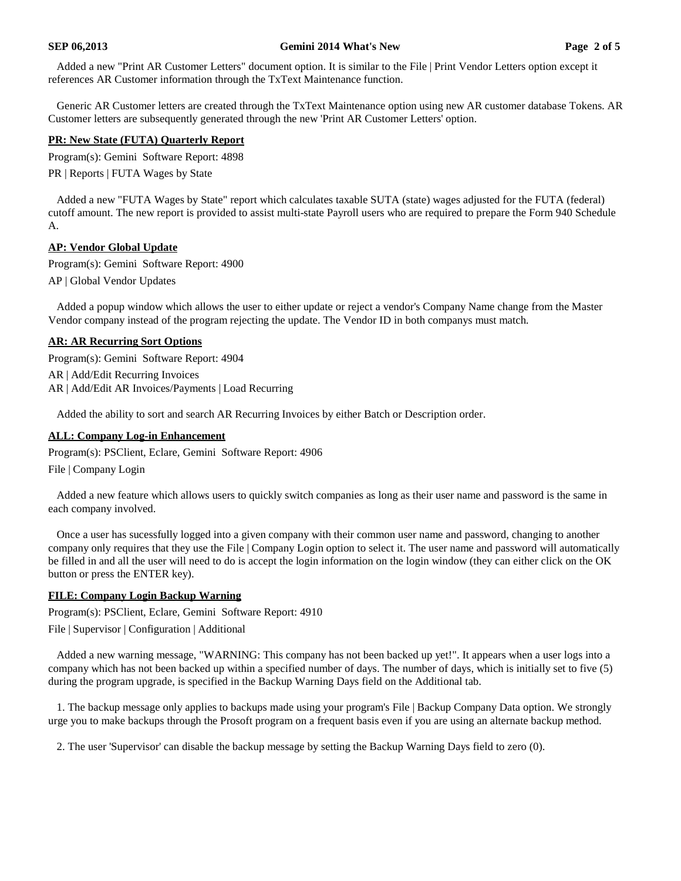Added a new "Print AR Customer Letters" document option. It is similar to the File | Print Vendor Letters option except it references AR Customer information through the TxText Maintenance function.

Generic AR Customer letters are created through the TxText Maintenance option using new AR customer database Tokens. AR Customer letters are subsequently generated through the new 'Print AR Customer Letters' option.

## PR: New State (FUTA) Quarterly Report

Program(s): Gemini  Software Report: 4898

PR | Reports | FUTA Wages by State

Added a new "FUTA Wages by State" report which calculates taxable SUTA (state) wages adjusted for the FUTA (federal) cutoff amount. The new report is provided to assist multi-state Payroll users who are required to prepare the Form 940 Schedule A.

## AP: Vendor Global Update

Program(s): Gemini  Software Report: 4900

AP | Global Vendor Updates

Added a popup window which allows the user to either update or reject a vendor's Company Name change from the Master Vendor company instead of the program rejecting the update. The Vendor ID in both companys must match.

## AR: AR Recurring Sort Options

Program(s): Gemini  Software Report: 4904

AR | Add/Edit Recurring Invoices
AR | Add/Edit AR Invoices/Payments | Load Recurring

Added the ability to sort and search AR Recurring Invoices by either Batch or Description order.

## ALL: Company Log-in Enhancement

Program(s): PSClient, Eclare, Gemini  Software Report: 4906

File | Company Login

Added a new feature which allows users to quickly switch companies as long as their user name and password is the same in each company involved.

Once a user has sucessfully logged into a given company with their common user name and password, changing to another company only requires that they use the File | Company Login option to select it. The user name and password will automatically be filled in and all the user will need to do is accept the login information on the login window (they can either click on the OK button or press the ENTER key).

## FILE: Company Login Backup Warning

Program(s): PSClient, Eclare, Gemini  Software Report: 4910

File | Supervisor | Configuration | Additional

Added a new warning message, "WARNING: This company has not been backed up yet!". It appears when a user logs into a company which has not been backed up within a specified number of days. The number of days, which is initially set to five (5) during the program upgrade, is specified in the Backup Warning Days field on the Additional tab.

1. The backup message only applies to backups made using your program's File | Backup Company Data option. We strongly urge you to make backups through the Prosoft program on a frequent basis even if you are using an alternate backup method.

2. The user 'Supervisor' can disable the backup message by setting the Backup Warning Days field to zero (0).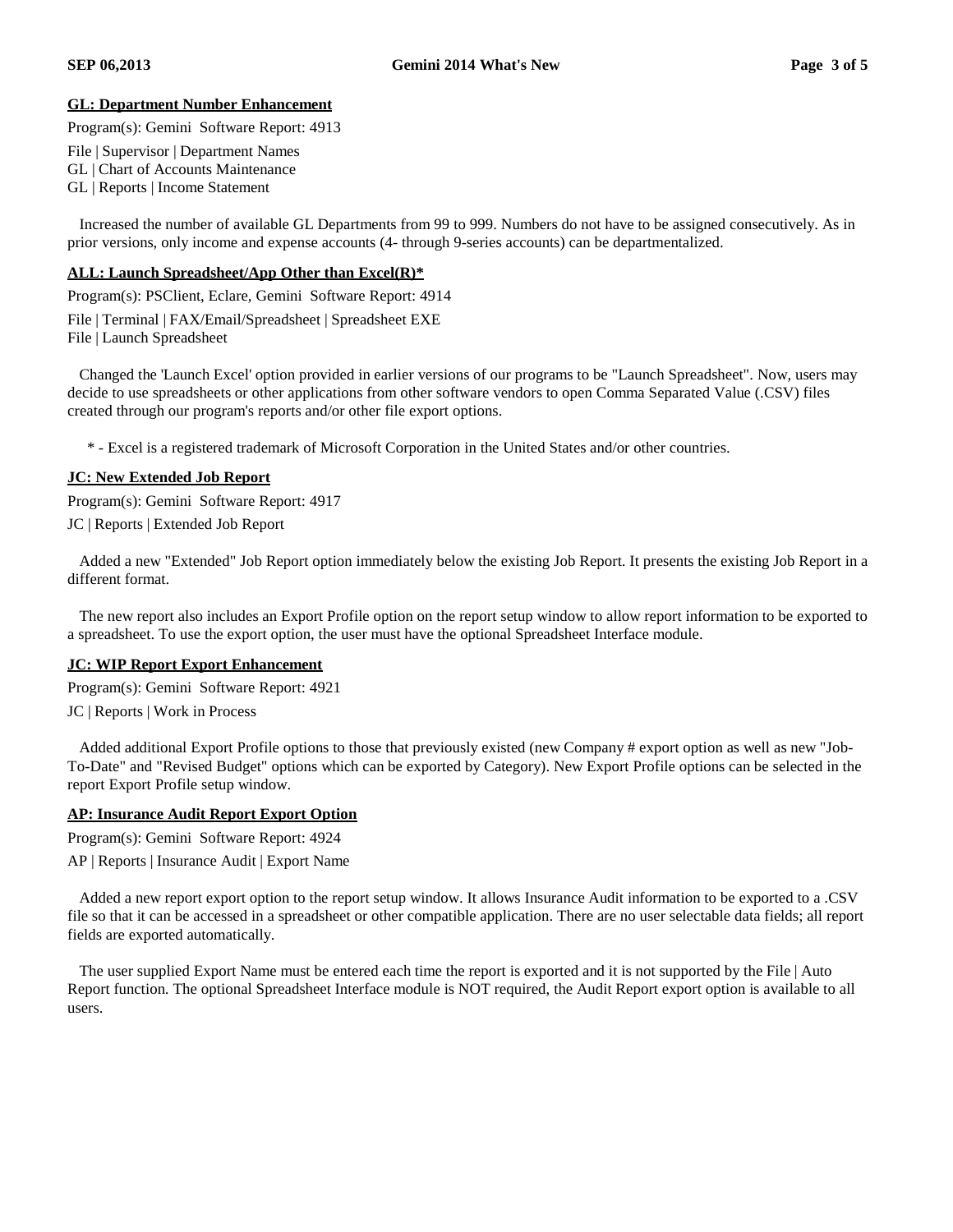## GL: Department Number Enhancement

Program(s): Gemini  Software Report: 4913

File | Supervisor | Department Names
GL | Chart of Accounts Maintenance
GL | Reports | Income Statement

Increased the number of available GL Departments from 99 to 999. Numbers do not have to be assigned consecutively. As in prior versions, only income and expense accounts (4- through 9-series accounts) can be departmentalized.

## ALL: Launch Spreadsheet/App Other than Excel(R)*

Program(s): PSClient, Eclare, Gemini  Software Report: 4914

File | Terminal | FAX/Email/Spreadsheet | Spreadsheet EXE
File | Launch Spreadsheet

Changed the 'Launch Excel' option provided in earlier versions of our programs to be "Launch Spreadsheet". Now, users may decide to use spreadsheets or other applications from other software vendors to open Comma Separated Value (.CSV) files created through our program's reports and/or other file export options.

\* - Excel is a registered trademark of Microsoft Corporation in the United States and/or other countries.

## JC: New Extended Job Report

Program(s): Gemini  Software Report: 4917

JC | Reports | Extended Job Report

Added a new "Extended" Job Report option immediately below the existing Job Report. It presents the existing Job Report in a different format.

The new report also includes an Export Profile option on the report setup window to allow report information to be exported to a spreadsheet. To use the export option, the user must have the optional Spreadsheet Interface module.

## JC: WIP Report Export Enhancement

Program(s): Gemini  Software Report: 4921

JC | Reports | Work in Process

Added additional Export Profile options to those that previously existed (new Company # export option as well as new "Job-To-Date" and "Revised Budget" options which can be exported by Category). New Export Profile options can be selected in the report Export Profile setup window.

## AP: Insurance Audit Report Export Option

Program(s): Gemini  Software Report: 4924

AP | Reports | Insurance Audit | Export Name

Added a new report export option to the report setup window. It allows Insurance Audit information to be exported to a .CSV file so that it can be accessed in a spreadsheet or other compatible application. There are no user selectable data fields; all report fields are exported automatically.

The user supplied Export Name must be entered each time the report is exported and it is not supported by the File | Auto Report function. The optional Spreadsheet Interface module is NOT required, the Audit Report export option is available to all users.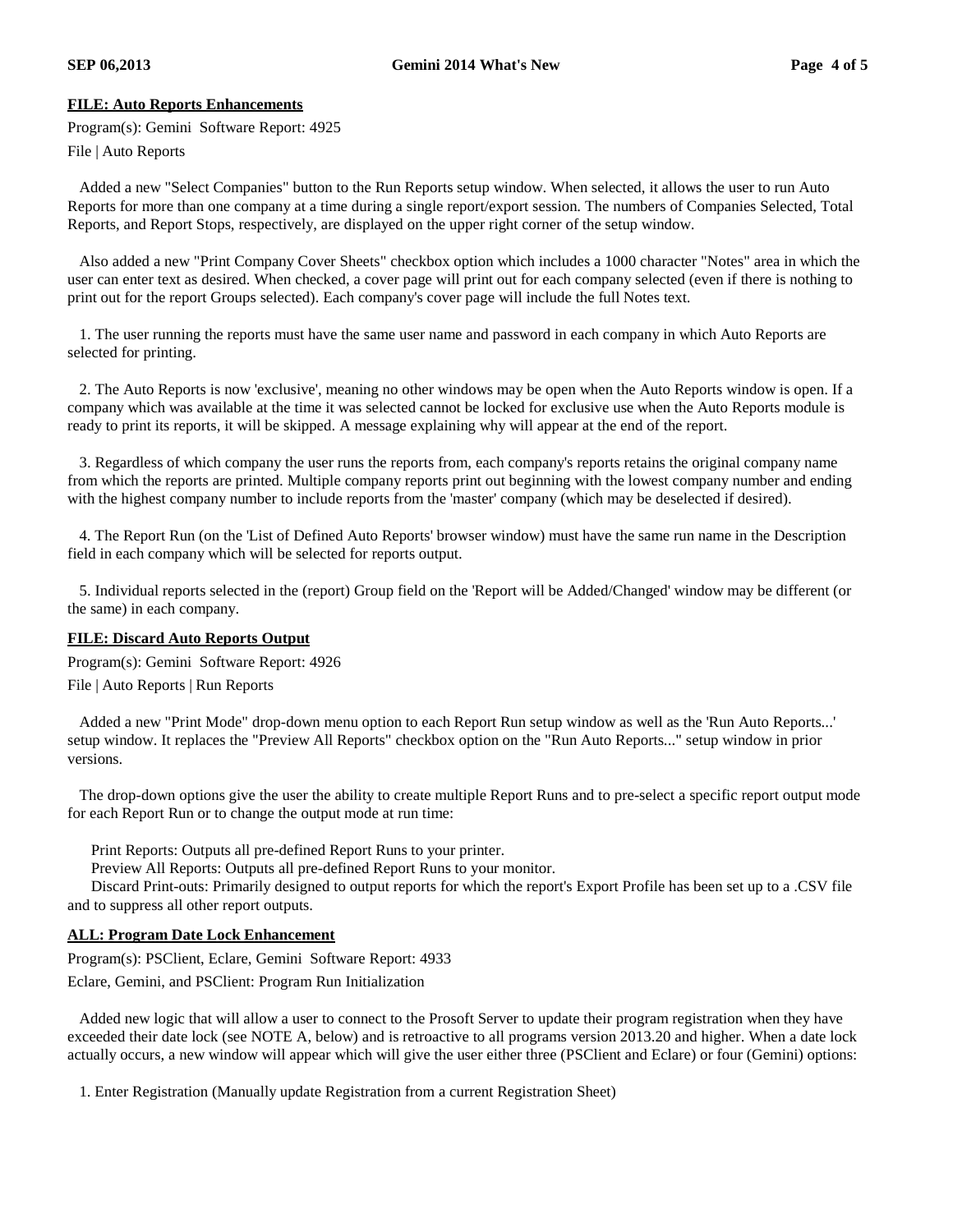**FILE: Auto Reports Enhancements**

Program(s): Gemini Software Report: 4925

File | Auto Reports

Added a new "Select Companies" button to the Run Reports setup window. When selected, it allows the user to run Auto Reports for more than one company at a time during a single report/export session. The numbers of Companies Selected, Total Reports, and Report Stops, respectively, are displayed on the upper right corner of the setup window.

Also added a new "Print Company Cover Sheets" checkbox option which includes a 1000 character "Notes" area in which the user can enter text as desired. When checked, a cover page will print out for each company selected (even if there is nothing to print out for the report Groups selected). Each company's cover page will include the full Notes text.

1. The user running the reports must have the same user name and password in each company in which Auto Reports are selected for printing.

2. The Auto Reports is now 'exclusive', meaning no other windows may be open when the Auto Reports window is open. If a company which was available at the time it was selected cannot be locked for exclusive use when the Auto Reports module is ready to print its reports, it will be skipped. A message explaining why will appear at the end of the report.

3. Regardless of which company the user runs the reports from, each company's reports retains the original company name from which the reports are printed. Multiple company reports print out beginning with the lowest company number and ending with the highest company number to include reports from the 'master' company (which may be deselected if desired).

4. The Report Run (on the 'List of Defined Auto Reports' browser window) must have the same run name in the Description field in each company which will be selected for reports output.

5. Individual reports selected in the (report) Group field on the 'Report will be Added/Changed' window may be different (or the same) in each company.

**FILE: Discard Auto Reports Output**

Program(s): Gemini Software Report: 4926

File | Auto Reports | Run Reports

Added a new "Print Mode" drop-down menu option to each Report Run setup window as well as the 'Run Auto Reports...' setup window. It replaces the "Preview All Reports" checkbox option on the "Run Auto Reports..." setup window in prior versions.

The drop-down options give the user the ability to create multiple Report Runs and to pre-select a specific report output mode for each Report Run or to change the output mode at run time:

Print Reports: Outputs all pre-defined Report Runs to your printer.
Preview All Reports: Outputs all pre-defined Report Runs to your monitor.
Discard Print-outs: Primarily designed to output reports for which the report's Export Profile has been set up to a .CSV file and to suppress all other report outputs.

**ALL: Program Date Lock Enhancement**

Program(s): PSClient, Eclare, Gemini Software Report: 4933

Eclare, Gemini, and PSClient: Program Run Initialization

Added new logic that will allow a user to connect to the Prosoft Server to update their program registration when they have exceeded their date lock (see NOTE A, below) and is retroactive to all programs version 2013.20 and higher. When a date lock actually occurs, a new window will appear which will give the user either three (PSClient and Eclare) or four (Gemini) options:

1. Enter Registration (Manually update Registration from a current Registration Sheet)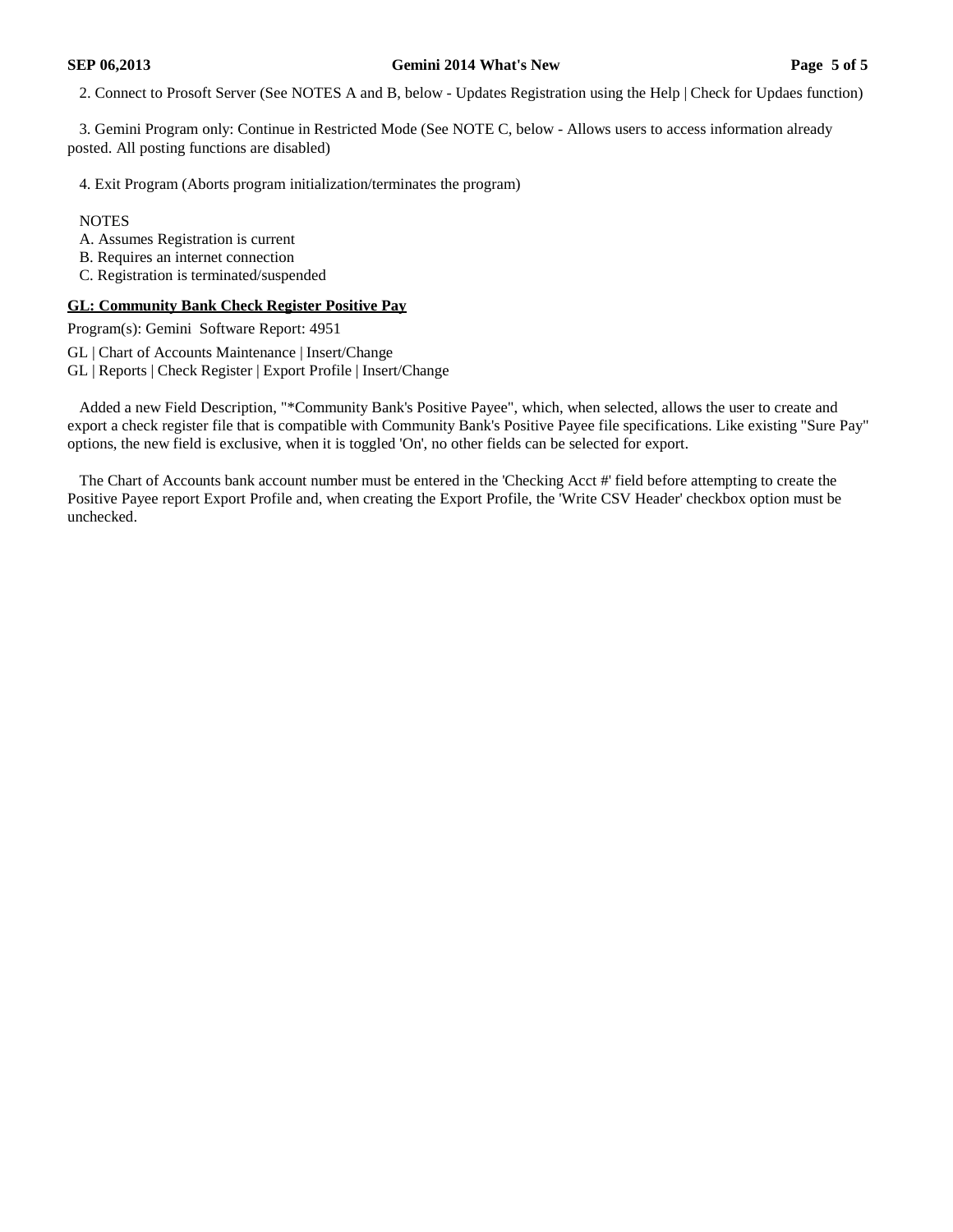2. Connect to Prosoft Server (See NOTES A and B, below - Updates Registration using the Help | Check for Updaes function)

3. Gemini Program only: Continue in Restricted Mode (See NOTE C, below - Allows users to access information already posted. All posting functions are disabled)

4. Exit Program (Aborts program initialization/terminates the program)

NOTES
A. Assumes Registration is current
B. Requires an internet connection
C. Registration is terminated/suspended

**GL: Community Bank Check Register Positive Pay**

Program(s): Gemini Software Report: 4951

GL | Chart of Accounts Maintenance | Insert/Change
GL | Reports | Check Register | Export Profile | Insert/Change

Added a new Field Description, "*Community Bank's Positive Payee", which, when selected, allows the user to create and export a check register file that is compatible with Community Bank's Positive Payee file specifications. Like existing "Sure Pay" options, the new field is exclusive, when it is toggled 'On', no other fields can be selected for export.

The Chart of Accounts bank account number must be entered in the 'Checking Acct #' field before attempting to create the Positive Payee report Export Profile and, when creating the Export Profile, the 'Write CSV Header' checkbox option must be unchecked.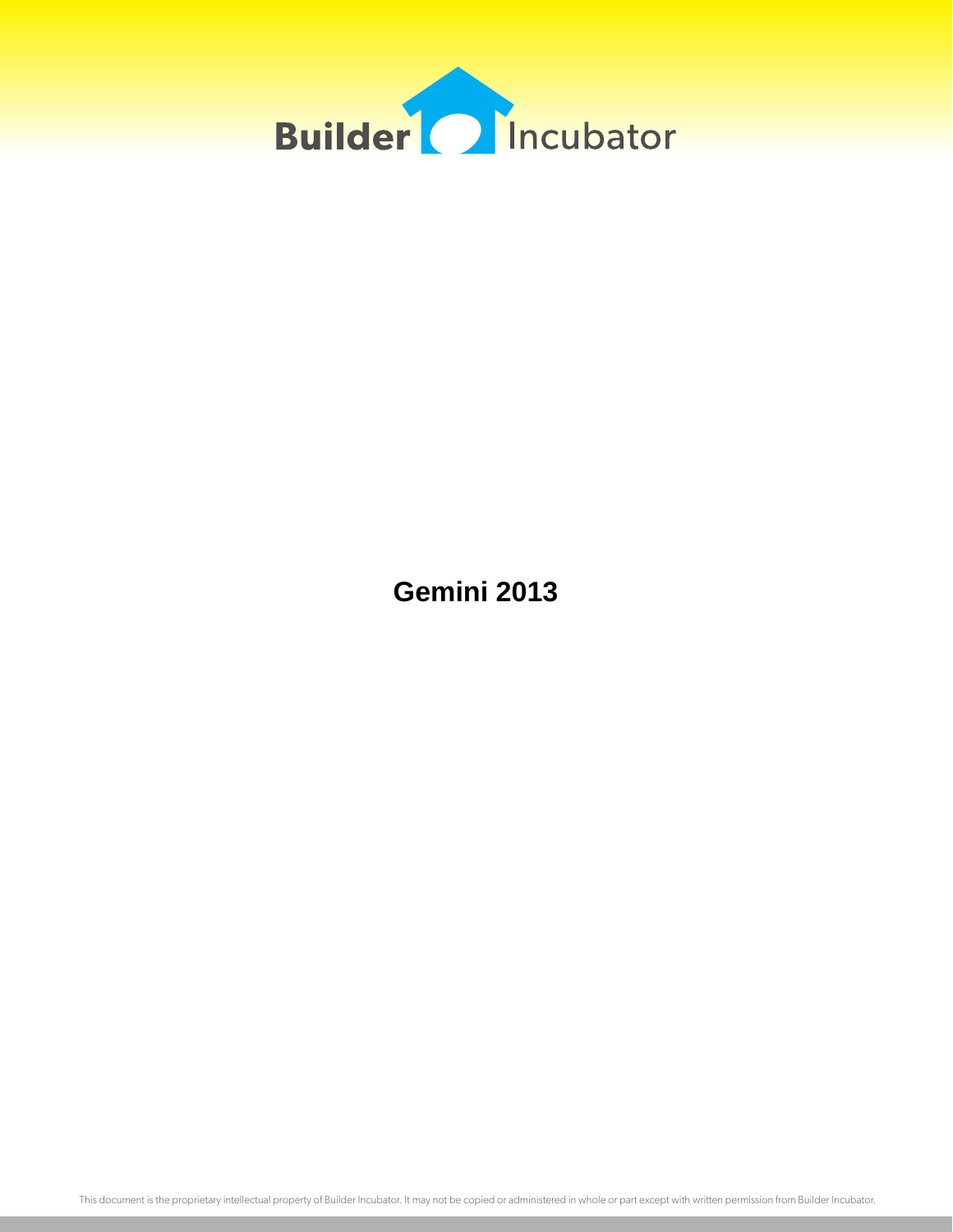# Gemini 2013

This document is the proprietary intellectual property of Builder Incubator. It may not be copied or administered in whole or part except with written permission from Builder Incubator.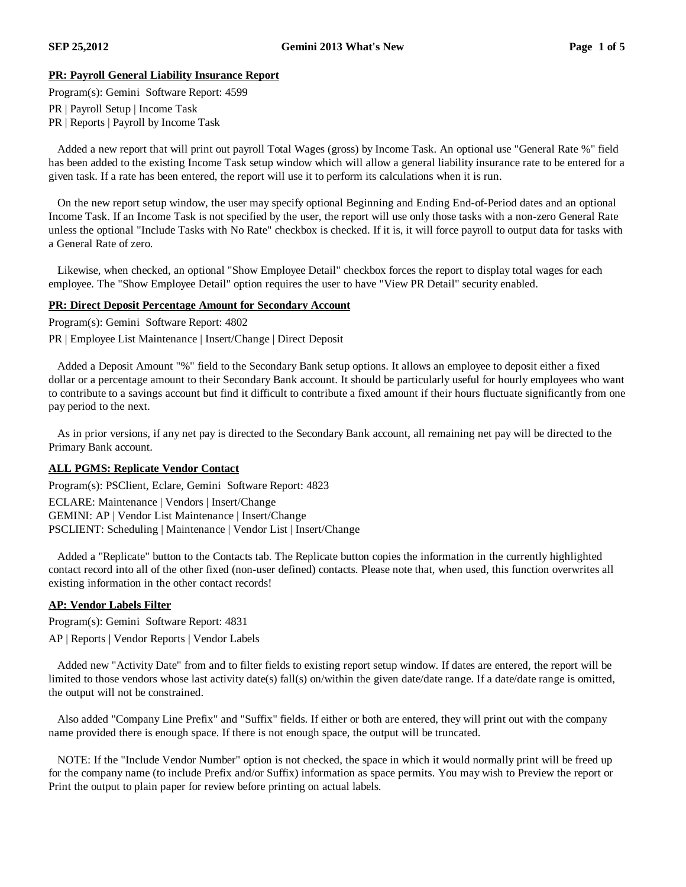## PR: Payroll General Liability Insurance Report

Program(s): Gemini Software Report: 4599

PR | Payroll Setup | Income Task
PR | Reports | Payroll by Income Task

Added a new report that will print out payroll Total Wages (gross) by Income Task. An optional use "General Rate %" field has been added to the existing Income Task setup window which will allow a general liability insurance rate to be entered for a given task. If a rate has been entered, the report will use it to perform its calculations when it is run.

On the new report setup window, the user may specify optional Beginning and Ending End-of-Period dates and an optional Income Task. If an Income Task is not specified by the user, the report will use only those tasks with a non-zero General Rate unless the optional "Include Tasks with No Rate" checkbox is checked. If it is, it will force payroll to output data for tasks with a General Rate of zero.

Likewise, when checked, an optional "Show Employee Detail" checkbox forces the report to display total wages for each employee. The "Show Employee Detail" option requires the user to have "View PR Detail" security enabled.

## PR: Direct Deposit Percentage Amount for Secondary Account

Program(s): Gemini Software Report: 4802

PR | Employee List Maintenance | Insert/Change | Direct Deposit

Added a Deposit Amount "%" field to the Secondary Bank setup options. It allows an employee to deposit either a fixed dollar or a percentage amount to their Secondary Bank account. It should be particularly useful for hourly employees who want to contribute to a savings account but find it difficult to contribute a fixed amount if their hours fluctuate significantly from one pay period to the next.

As in prior versions, if any net pay is directed to the Secondary Bank account, all remaining net pay will be directed to the Primary Bank account.

## ALL PGMS: Replicate Vendor Contact

Program(s): PSClient, Eclare, Gemini Software Report: 4823

ECLARE: Maintenance | Vendors | Insert/Change
GEMINI: AP | Vendor List Maintenance | Insert/Change
PSCLIENT: Scheduling | Maintenance | Vendor List | Insert/Change

Added a "Replicate" button to the Contacts tab. The Replicate button copies the information in the currently highlighted contact record into all of the other fixed (non-user defined) contacts. Please note that, when used, this function overwrites all existing information in the other contact records!

## AP: Vendor Labels Filter

Program(s): Gemini Software Report: 4831

AP | Reports | Vendor Reports | Vendor Labels

Added new "Activity Date" from and to filter fields to existing report setup window. If dates are entered, the report will be limited to those vendors whose last activity date(s) fall(s) on/within the given date/date range. If a date/date range is omitted, the output will not be constrained.

Also added "Company Line Prefix" and "Suffix" fields. If either or both are entered, they will print out with the company name provided there is enough space. If there is not enough space, the output will be truncated.

NOTE: If the "Include Vendor Number" option is not checked, the space in which it would normally print will be freed up for the company name (to include Prefix and/or Suffix) information as space permits. You may wish to Preview the report or Print the output to plain paper for review before printing on actual labels.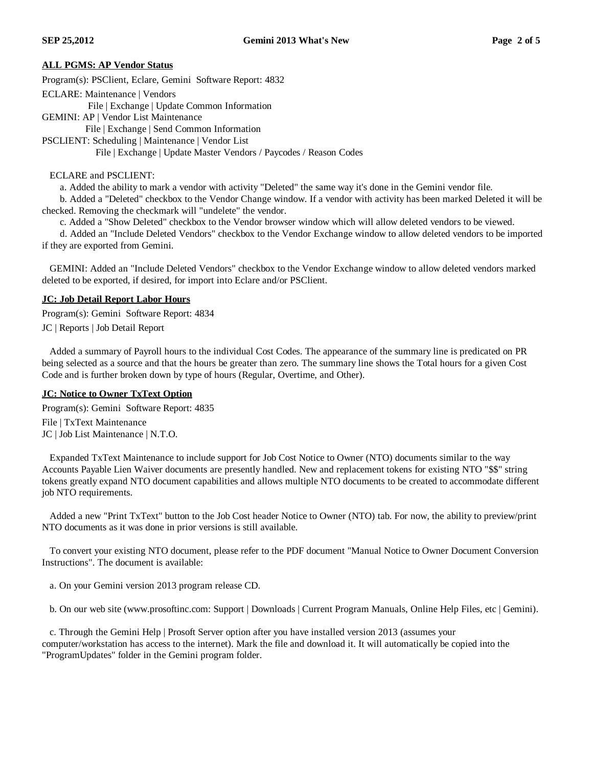**ALL PGMS: AP Vendor Status**

Program(s): PSClient, Eclare, Gemini  Software Report: 4832

ECLARE: Maintenance | Vendors
File | Exchange | Update Common Information
GEMINI: AP | Vendor List Maintenance
File | Exchange | Send Common Information
PSCLIENT: Scheduling | Maintenance | Vendor List
File | Exchange | Update Master Vendors / Paycodes / Reason Codes

ECLARE and PSCLIENT:

a. Added the ability to mark a vendor with activity "Deleted" the same way it's done in the Gemini vendor file.

b. Added a "Deleted" checkbox to the Vendor Change window. If a vendor with activity has been marked Deleted it will be checked. Removing the checkmark will "undelete" the vendor.

c. Added a "Show Deleted" checkbox to the Vendor browser window which will allow deleted vendors to be viewed.

d. Added an "Include Deleted Vendors" checkbox to the Vendor Exchange window to allow deleted vendors to be imported if they are exported from Gemini.

GEMINI: Added an "Include Deleted Vendors" checkbox to the Vendor Exchange window to allow deleted vendors marked deleted to be exported, if desired, for import into Eclare and/or PSClient.

**JC: Job Detail Report Labor Hours**

Program(s): Gemini  Software Report: 4834

JC | Reports | Job Detail Report

Added a summary of Payroll hours to the individual Cost Codes. The appearance of the summary line is predicated on PR being selected as a source and that the hours be greater than zero. The summary line shows the Total hours for a given Cost Code and is further broken down by type of hours (Regular, Overtime, and Other).

**JC: Notice to Owner TxText Option**

Program(s): Gemini  Software Report: 4835

File | TxText Maintenance
JC | Job List Maintenance | N.T.O.

Expanded TxText Maintenance to include support for Job Cost Notice to Owner (NTO) documents similar to the way Accounts Payable Lien Waiver documents are presently handled. New and replacement tokens for existing NTO "$$" string tokens greatly expand NTO document capabilities and allows multiple NTO documents to be created to accommodate different job NTO requirements.

Added a new "Print TxText" button to the Job Cost header Notice to Owner (NTO) tab. For now, the ability to preview/print NTO documents as it was done in prior versions is still available.

To convert your existing NTO document, please refer to the PDF document "Manual Notice to Owner Document Conversion Instructions". The document is available:

a. On your Gemini version 2013 program release CD.

b. On our web site (www.prosoftinc.com: Support | Downloads | Current Program Manuals, Online Help Files, etc | Gemini).

c. Through the Gemini Help | Prosoft Server option after you have installed version 2013 (assumes your computer/workstation has access to the internet). Mark the file and download it. It will automatically be copied into the "ProgramUpdates" folder in the Gemini program folder.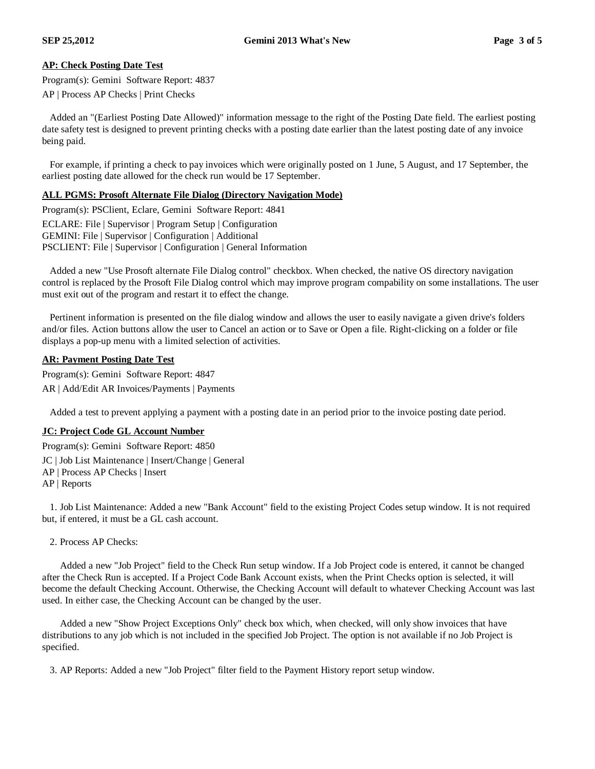### AP: Check Posting Date Test

Program(s): Gemini Software Report: 4837

AP | Process AP Checks | Print Checks

Added an "(Earliest Posting Date Allowed)" information message to the right of the Posting Date field. The earliest posting date safety test is designed to prevent printing checks with a posting date earlier than the latest posting date of any invoice being paid.

For example, if printing a check to pay invoices which were originally posted on 1 June, 5 August, and 17 September, the earliest posting date allowed for the check run would be 17 September.

### ALL PGMS: Prosoft Alternate File Dialog (Directory Navigation Mode)

Program(s): PSClient, Eclare, Gemini Software Report: 4841

ECLARE: File | Supervisor | Program Setup | Configuration
GEMINI: File | Supervisor | Configuration | Additional
PSCLIENT: File | Supervisor | Configuration | General Information

Added a new "Use Prosoft alternate File Dialog control" checkbox. When checked, the native OS directory navigation control is replaced by the Prosoft File Dialog control which may improve program compability on some installations. The user must exit out of the program and restart it to effect the change.

Pertinent information is presented on the file dialog window and allows the user to easily navigate a given drive's folders and/or files. Action buttons allow the user to Cancel an action or to Save or Open a file. Right-clicking on a folder or file displays a pop-up menu with a limited selection of activities.

### AR: Payment Posting Date Test

Program(s): Gemini Software Report: 4847

AR | Add/Edit AR Invoices/Payments | Payments

Added a test to prevent applying a payment with a posting date in an period prior to the invoice posting date period.

### JC: Project Code GL Account Number

Program(s): Gemini Software Report: 4850

JC | Job List Maintenance | Insert/Change | General
AP | Process AP Checks | Insert
AP | Reports

1. Job List Maintenance: Added a new "Bank Account" field to the existing Project Codes setup window. It is not required but, if entered, it must be a GL cash account.

2. Process AP Checks:

Added a new "Job Project" field to the Check Run setup window. If a Job Project code is entered, it cannot be changed after the Check Run is accepted. If a Project Code Bank Account exists, when the Print Checks option is selected, it will become the default Checking Account. Otherwise, the Checking Account will default to whatever Checking Account was last used. In either case, the Checking Account can be changed by the user.

Added a new "Show Project Exceptions Only" check box which, when checked, will only show invoices that have distributions to any job which is not included in the specified Job Project. The option is not available if no Job Project is specified.

3. AP Reports: Added a new "Job Project" filter field to the Payment History report setup window.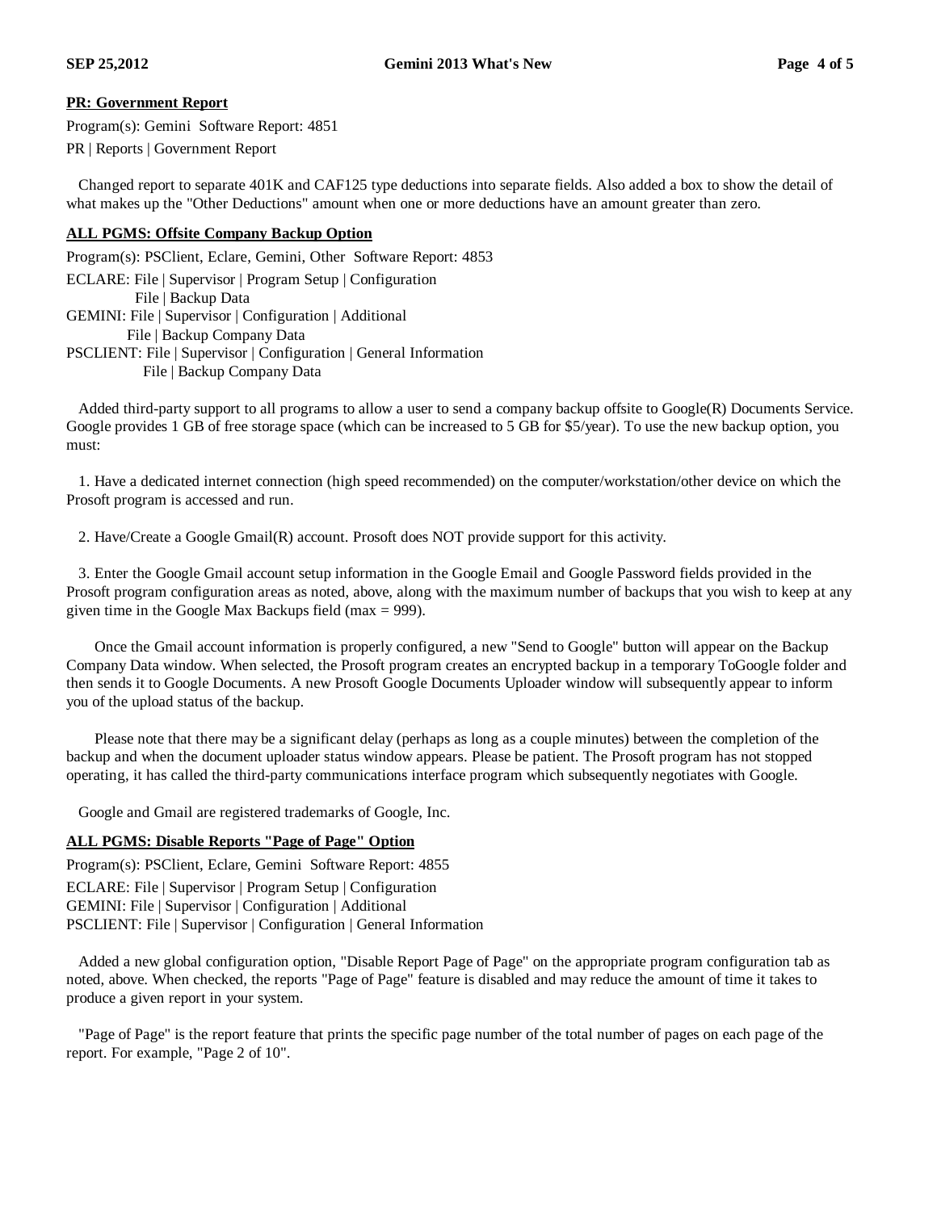**PR: Government Report**

Program(s): Gemini  Software Report: 4851

PR | Reports | Government Report

Changed report to separate 401K and CAF125 type deductions into separate fields. Also added a box to show the detail of what makes up the "Other Deductions" amount when one or more deductions have an amount greater than zero.

**ALL PGMS: Offsite Company Backup Option**

Program(s): PSClient, Eclare, Gemini, Other  Software Report: 4853

ECLARE: File | Supervisor | Program Setup | Configuration
File | Backup Data
GEMINI: File | Supervisor | Configuration | Additional
File | Backup Company Data
PSCLIENT: File | Supervisor | Configuration | General Information
File | Backup Company Data

Added third-party support to all programs to allow a user to send a company backup offsite to Google(R) Documents Service. Google provides 1 GB of free storage space (which can be increased to 5 GB for $5/year). To use the new backup option, you must:

1. Have a dedicated internet connection (high speed recommended) on the computer/workstation/other device on which the Prosoft program is accessed and run.

2. Have/Create a Google Gmail(R) account. Prosoft does NOT provide support for this activity.

3. Enter the Google Gmail account setup information in the Google Email and Google Password fields provided in the Prosoft program configuration areas as noted, above, along with the maximum number of backups that you wish to keep at any given time in the Google Max Backups field (max = 999).

Once the Gmail account information is properly configured, a new "Send to Google" button will appear on the Backup Company Data window. When selected, the Prosoft program creates an encrypted backup in a temporary ToGoogle folder and then sends it to Google Documents. A new Prosoft Google Documents Uploader window will subsequently appear to inform you of the upload status of the backup.

Please note that there may be a significant delay (perhaps as long as a couple minutes) between the completion of the backup and when the document uploader status window appears. Please be patient. The Prosoft program has not stopped operating, it has called the third-party communications interface program which subsequently negotiates with Google.

Google and Gmail are registered trademarks of Google, Inc.

**ALL PGMS: Disable Reports "Page of Page" Option**

Program(s): PSClient, Eclare, Gemini  Software Report: 4855

ECLARE: File | Supervisor | Program Setup | Configuration
GEMINI: File | Supervisor | Configuration | Additional
PSCLIENT: File | Supervisor | Configuration | General Information

Added a new global configuration option, "Disable Report Page of Page" on the appropriate program configuration tab as noted, above. When checked, the reports "Page of Page" feature is disabled and may reduce the amount of time it takes to produce a given report in your system.

"Page of Page" is the report feature that prints the specific page number of the total number of pages on each page of the report. For example, "Page 2 of 10".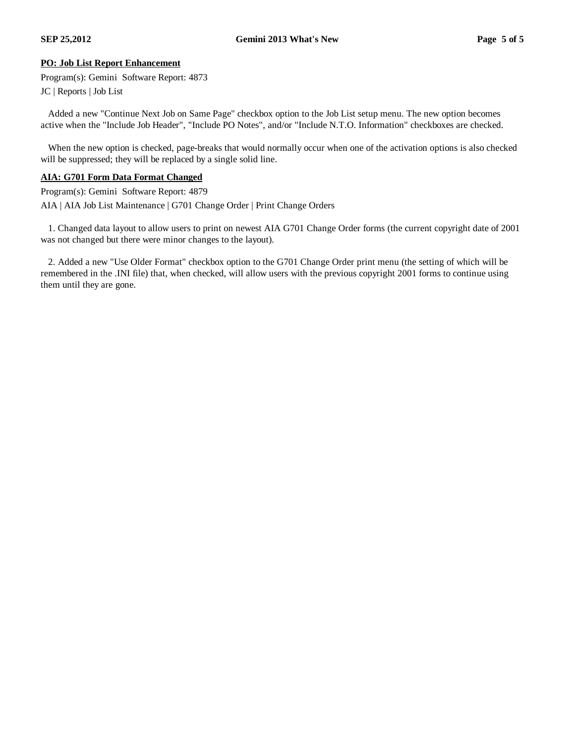## PO: Job List Report Enhancement

Program(s): Gemini  Software Report: 4873

JC | Reports | Job List

Added a new "Continue Next Job on Same Page" checkbox option to the Job List setup menu. The new option becomes active when the "Include Job Header", "Include PO Notes", and/or "Include N.T.O. Information" checkboxes are checked.

When the new option is checked, page-breaks that would normally occur when one of the activation options is also checked will be suppressed; they will be replaced by a single solid line.

## AIA: G701 Form Data Format Changed

Program(s): Gemini  Software Report: 4879

AIA | AIA Job List Maintenance | G701 Change Order | Print Change Orders

1. Changed data layout to allow users to print on newest AIA G701 Change Order forms (the current copyright date of 2001 was not changed but there were minor changes to the layout).

2. Added a new "Use Older Format" checkbox option to the G701 Change Order print menu (the setting of which will be remembered in the .INI file) that, when checked, will allow users with the previous copyright 2001 forms to continue using them until they are gone.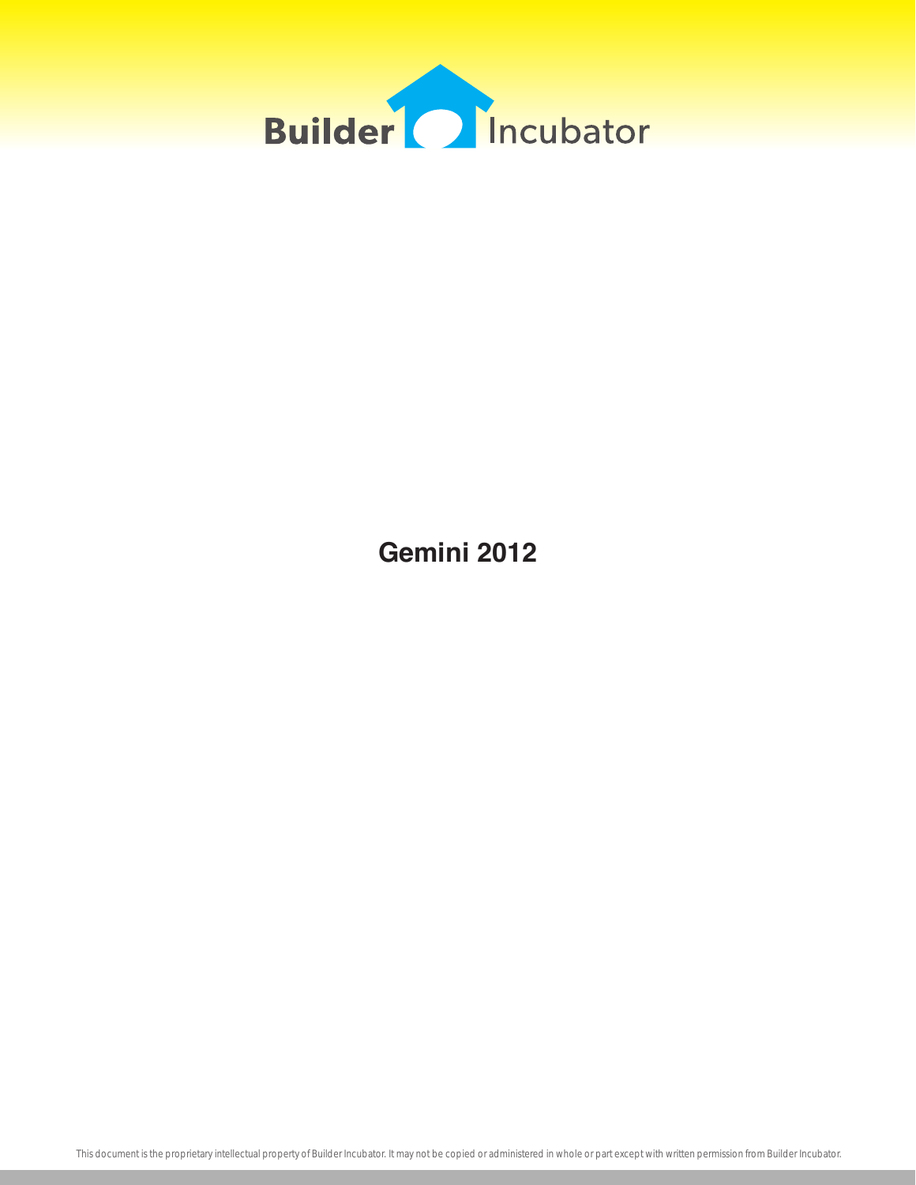Builder Incubator

# Gemini 2012

This document is the proprietary intellectual property of Builder Incubator. It may not be copied or administered in whole or part except with written permission from Builder Incubator.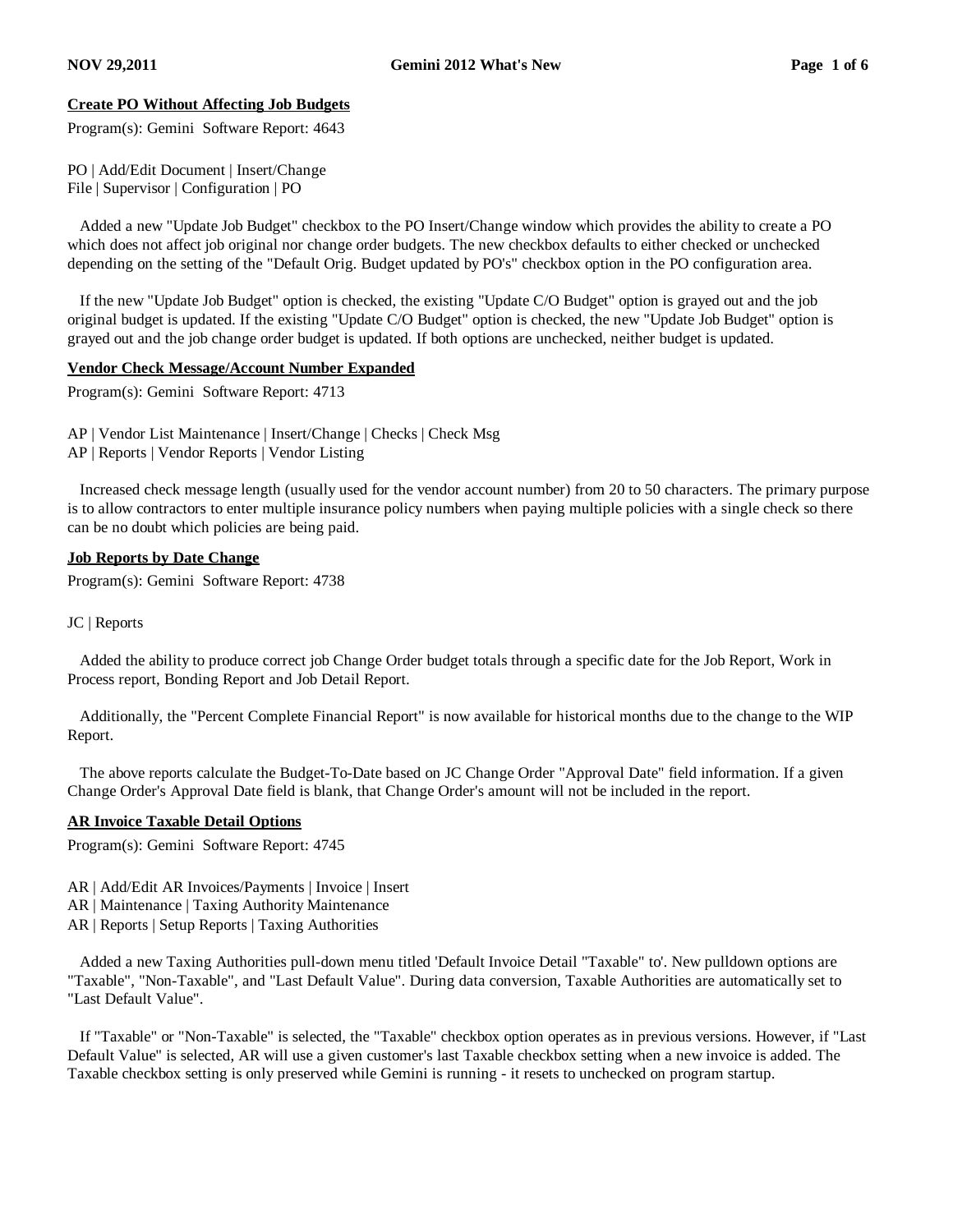## Create PO Without Affecting Job Budgets

Program(s): Gemini Software Report: 4643

PO | Add/Edit Document | Insert/Change
File | Supervisor | Configuration | PO

Added a new "Update Job Budget" checkbox to the PO Insert/Change window which provides the ability to create a PO which does not affect job original nor change order budgets. The new checkbox defaults to either checked or unchecked depending on the setting of the "Default Orig. Budget updated by PO's" checkbox option in the PO configuration area.

If the new "Update Job Budget" option is checked, the existing "Update C/O Budget" option is grayed out and the job original budget is updated. If the existing "Update C/O Budget" option is checked, the new "Update Job Budget" option is grayed out and the job change order budget is updated. If both options are unchecked, neither budget is updated.

## Vendor Check Message/Account Number Expanded

Program(s): Gemini Software Report: 4713

AP | Vendor List Maintenance | Insert/Change | Checks | Check Msg
AP | Reports | Vendor Reports | Vendor Listing

Increased check message length (usually used for the vendor account number) from 20 to 50 characters. The primary purpose is to allow contractors to enter multiple insurance policy numbers when paying multiple policies with a single check so there can be no doubt which policies are being paid.

## Job Reports by Date Change

Program(s): Gemini Software Report: 4738

JC | Reports

Added the ability to produce correct job Change Order budget totals through a specific date for the Job Report, Work in Process report, Bonding Report and Job Detail Report.

Additionally, the "Percent Complete Financial Report" is now available for historical months due to the change to the WIP Report.

The above reports calculate the Budget-To-Date based on JC Change Order "Approval Date" field information. If a given Change Order's Approval Date field is blank, that Change Order's amount will not be included in the report.

## AR Invoice Taxable Detail Options

Program(s): Gemini Software Report: 4745

AR | Add/Edit AR Invoices/Payments | Invoice | Insert
AR | Maintenance | Taxing Authority Maintenance
AR | Reports | Setup Reports | Taxing Authorities

Added a new Taxing Authorities pull-down menu titled 'Default Invoice Detail "Taxable" to'. New pulldown options are "Taxable", "Non-Taxable", and "Last Default Value". During data conversion, Taxable Authorities are automatically set to "Last Default Value".

If "Taxable" or "Non-Taxable" is selected, the "Taxable" checkbox option operates as in previous versions. However, if "Last Default Value" is selected, AR will use a given customer's last Taxable checkbox setting when a new invoice is added. The Taxable checkbox setting is only preserved while Gemini is running - it resets to unchecked on program startup.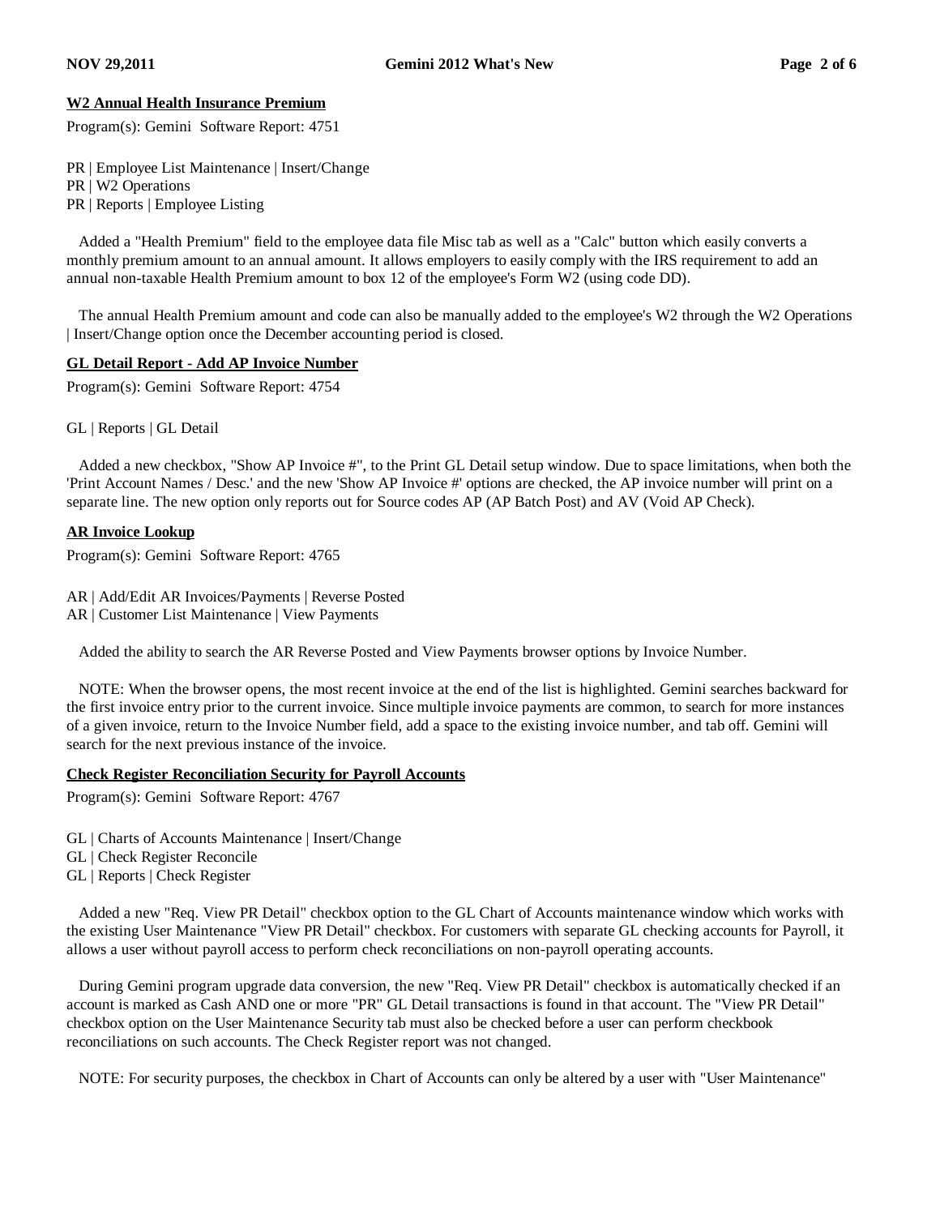## W2 Annual Health Insurance Premium

Program(s): Gemini Software Report: 4751

PR | Employee List Maintenance | Insert/Change
PR | W2 Operations
PR | Reports | Employee Listing

Added a "Health Premium" field to the employee data file Misc tab as well as a "Calc" button which easily converts a monthly premium amount to an annual amount. It allows employers to easily comply with the IRS requirement to add an annual non-taxable Health Premium amount to box 12 of the employee's Form W2 (using code DD).

The annual Health Premium amount and code can also be manually added to the employee's W2 through the W2 Operations | Insert/Change option once the December accounting period is closed.

## GL Detail Report - Add AP Invoice Number

Program(s): Gemini Software Report: 4754

GL | Reports | GL Detail

Added a new checkbox, "Show AP Invoice #", to the Print GL Detail setup window. Due to space limitations, when both the 'Print Account Names / Desc.' and the new 'Show AP Invoice #' options are checked, the AP invoice number will print on a separate line. The new option only reports out for Source codes AP (AP Batch Post) and AV (Void AP Check).

## AR Invoice Lookup

Program(s): Gemini Software Report: 4765

AR | Add/Edit AR Invoices/Payments | Reverse Posted
AR | Customer List Maintenance | View Payments

Added the ability to search the AR Reverse Posted and View Payments browser options by Invoice Number.

NOTE: When the browser opens, the most recent invoice at the end of the list is highlighted. Gemini searches backward for the first invoice entry prior to the current invoice. Since multiple invoice payments are common, to search for more instances of a given invoice, return to the Invoice Number field, add a space to the existing invoice number, and tab off. Gemini will search for the next previous instance of the invoice.

## Check Register Reconciliation Security for Payroll Accounts

Program(s): Gemini Software Report: 4767

GL | Charts of Accounts Maintenance | Insert/Change
GL | Check Register Reconcile
GL | Reports | Check Register

Added a new "Req. View PR Detail" checkbox option to the GL Chart of Accounts maintenance window which works with the existing User Maintenance "View PR Detail" checkbox. For customers with separate GL checking accounts for Payroll, it allows a user without payroll access to perform check reconciliations on non-payroll operating accounts.

During Gemini program upgrade data conversion, the new "Req. View PR Detail" checkbox is automatically checked if an account is marked as Cash AND one or more "PR" GL Detail transactions is found in that account. The "View PR Detail" checkbox option on the User Maintenance Security tab must also be checked before a user can perform checkbook reconciliations on such accounts. The Check Register report was not changed.

NOTE: For security purposes, the checkbox in Chart of Accounts can only be altered by a user with "User Maintenance"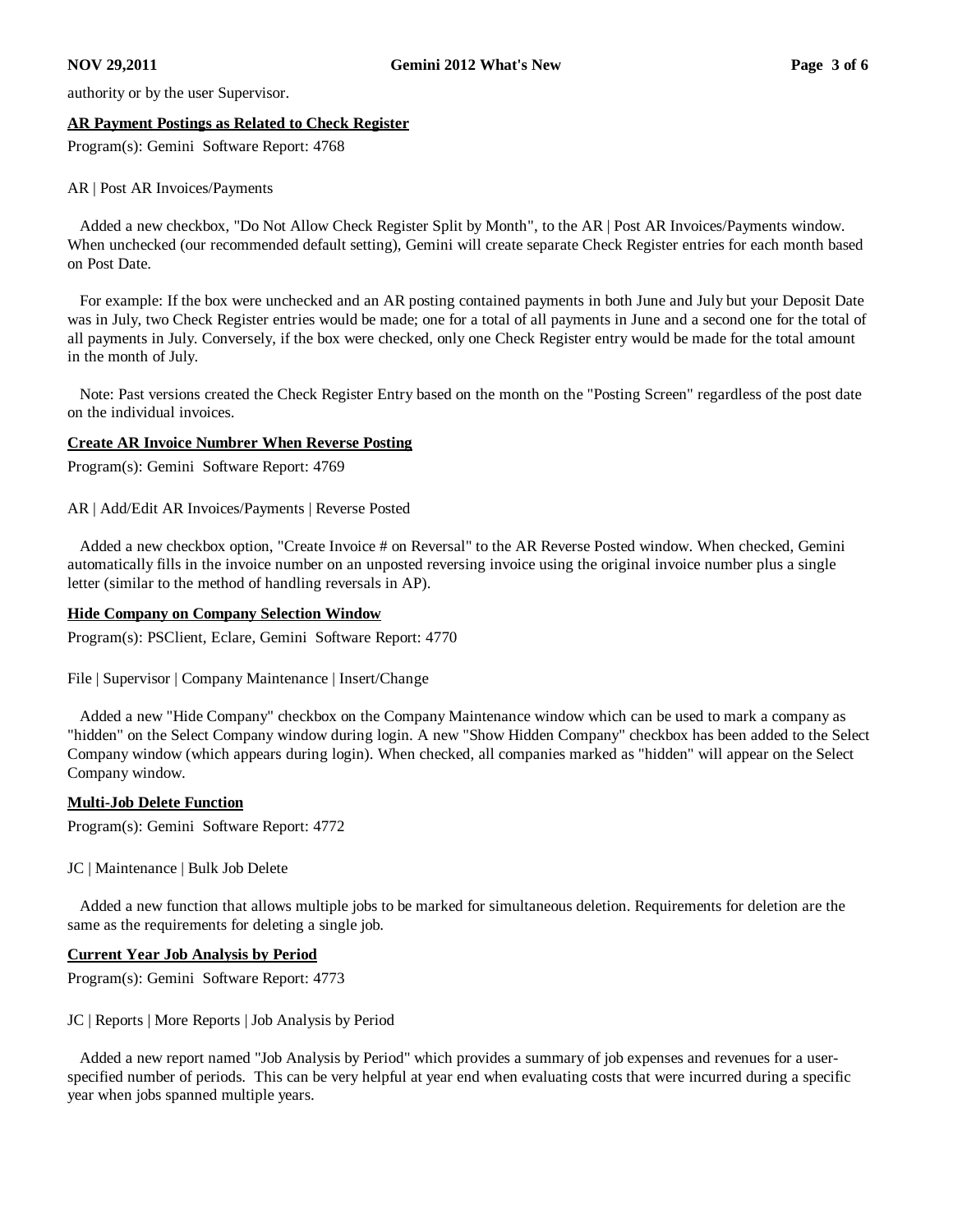authority or by the user Supervisor.

**AR Payment Postings as Related to Check Register**

Program(s): Gemini  Software Report: 4768

AR | Post AR Invoices/Payments

Added a new checkbox, "Do Not Allow Check Register Split by Month", to the AR | Post AR Invoices/Payments window. When unchecked (our recommended default setting), Gemini will create separate Check Register entries for each month based on Post Date.

For example: If the box were unchecked and an AR posting contained payments in both June and July but your Deposit Date was in July, two Check Register entries would be made; one for a total of all payments in June and a second one for the total of all payments in July. Conversely, if the box were checked, only one Check Register entry would be made for the total amount in the month of July.

Note: Past versions created the Check Register Entry based on the month on the "Posting Screen" regardless of the post date on the individual invoices.

**Create AR Invoice Numbrer When Reverse Posting**

Program(s): Gemini  Software Report: 4769

AR | Add/Edit AR Invoices/Payments | Reverse Posted

Added a new checkbox option, "Create Invoice # on Reversal" to the AR Reverse Posted window. When checked, Gemini automatically fills in the invoice number on an unposted reversing invoice using the original invoice number plus a single letter (similar to the method of handling reversals in AP).

**Hide Company on Company Selection Window**

Program(s): PSClient, Eclare, Gemini  Software Report: 4770

File | Supervisor | Company Maintenance | Insert/Change

Added a new "Hide Company" checkbox on the Company Maintenance window which can be used to mark a company as "hidden" on the Select Company window during login. A new "Show Hidden Company" checkbox has been added to the Select Company window (which appears during login). When checked, all companies marked as "hidden" will appear on the Select Company window.

**Multi-Job Delete Function**

Program(s): Gemini  Software Report: 4772

JC | Maintenance | Bulk Job Delete

Added a new function that allows multiple jobs to be marked for simultaneous deletion. Requirements for deletion are the same as the requirements for deleting a single job.

**Current Year Job Analysis by Period**

Program(s): Gemini  Software Report: 4773

JC | Reports | More Reports | Job Analysis by Period

Added a new report named "Job Analysis by Period" which provides a summary of job expenses and revenues for a user-specified number of periods.  This can be very helpful at year end when evaluating costs that were incurred during a specific year when jobs spanned multiple years.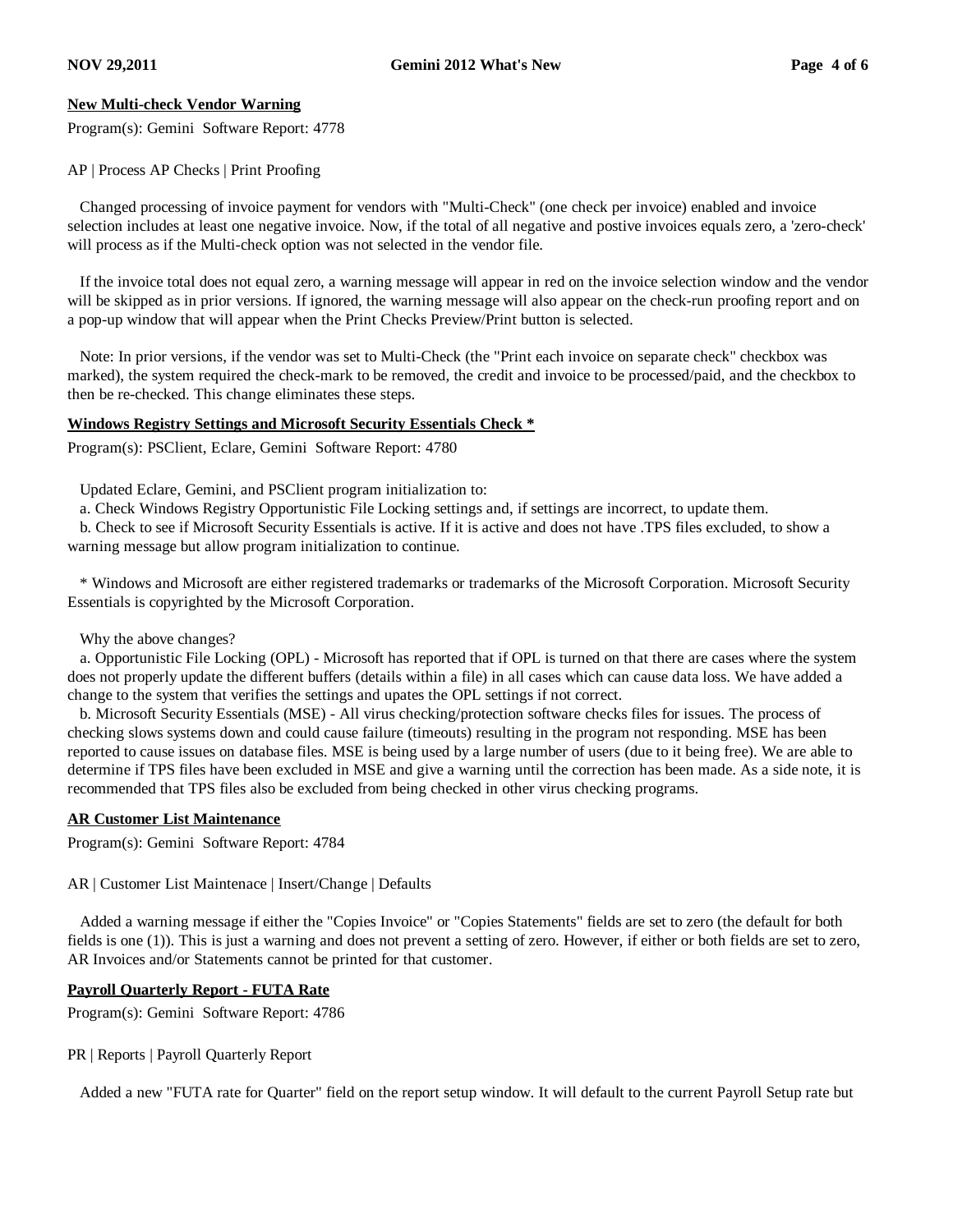### New Multi-check Vendor Warning

Program(s): Gemini Software Report: 4778

AP | Process AP Checks | Print Proofing

Changed processing of invoice payment for vendors with "Multi-Check" (one check per invoice) enabled and invoice selection includes at least one negative invoice. Now, if the total of all negative and postive invoices equals zero, a 'zero-check' will process as if the Multi-check option was not selected in the vendor file.

If the invoice total does not equal zero, a warning message will appear in red on the invoice selection window and the vendor will be skipped as in prior versions. If ignored, the warning message will also appear on the check-run proofing report and on a pop-up window that will appear when the Print Checks Preview/Print button is selected.

Note: In prior versions, if the vendor was set to Multi-Check (the "Print each invoice on separate check" checkbox was marked), the system required the check-mark to be removed, the credit and invoice to be processed/paid, and the checkbox to then be re-checked. This change eliminates these steps.

### Windows Registry Settings and Microsoft Security Essentials Check *

Program(s): PSClient, Eclare, Gemini Software Report: 4780

Updated Eclare, Gemini, and PSClient program initialization to:

a. Check Windows Registry Opportunistic File Locking settings and, if settings are incorrect, to update them.

b. Check to see if Microsoft Security Essentials is active. If it is active and does not have .TPS files excluded, to show a warning message but allow program initialization to continue.

* Windows and Microsoft are either registered trademarks or trademarks of the Microsoft Corporation. Microsoft Security Essentials is copyrighted by the Microsoft Corporation.

Why the above changes?

a. Opportunistic File Locking (OPL) - Microsoft has reported that if OPL is turned on that there are cases where the system does not properly update the different buffers (details within a file) in all cases which can cause data loss. We have added a change to the system that verifies the settings and upates the OPL settings if not correct.

b. Microsoft Security Essentials (MSE) - All virus checking/protection software checks files for issues. The process of checking slows systems down and could cause failure (timeouts) resulting in the program not responding. MSE has been reported to cause issues on database files. MSE is being used by a large number of users (due to it being free). We are able to determine if TPS files have been excluded in MSE and give a warning until the correction has been made. As a side note, it is recommended that TPS files also be excluded from being checked in other virus checking programs.

### AR Customer List Maintenance

Program(s): Gemini Software Report: 4784

AR | Customer List Maintenace | Insert/Change | Defaults

Added a warning message if either the "Copies Invoice" or "Copies Statements" fields are set to zero (the default for both fields is one (1)). This is just a warning and does not prevent a setting of zero. However, if either or both fields are set to zero, AR Invoices and/or Statements cannot be printed for that customer.

### Payroll Quarterly Report - FUTA Rate

Program(s): Gemini Software Report: 4786

PR | Reports | Payroll Quarterly Report

Added a new "FUTA rate for Quarter" field on the report setup window. It will default to the current Payroll Setup rate but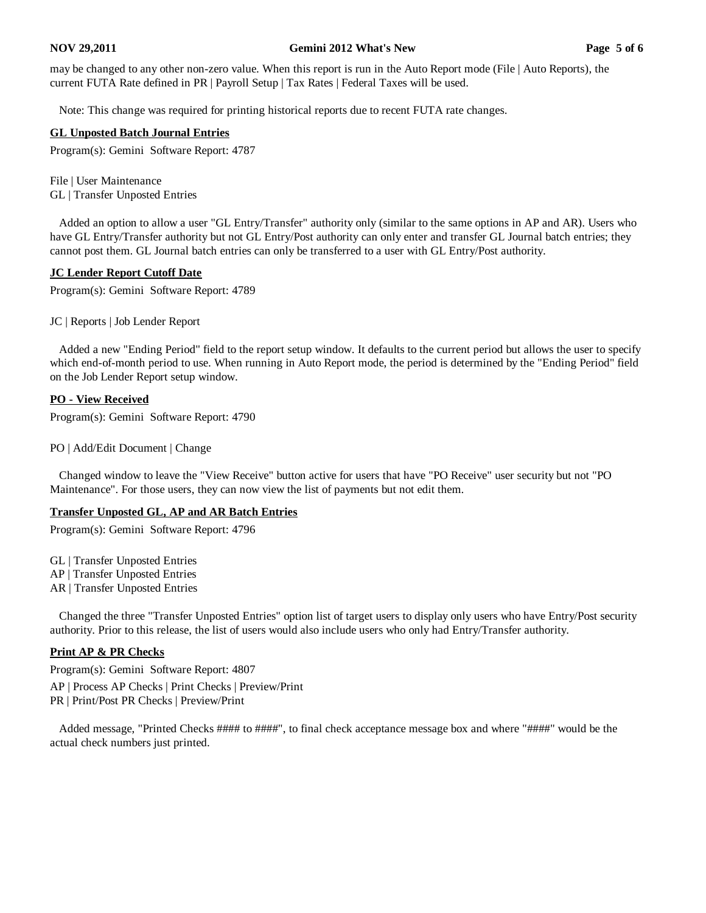may be changed to any other non-zero value. When this report is run in the Auto Report mode (File | Auto Reports), the current FUTA Rate defined in PR | Payroll Setup | Tax Rates | Federal Taxes will be used.

Note: This change was required for printing historical reports due to recent FUTA rate changes.

**GL Unposted Batch Journal Entries**

Program(s): Gemini Software Report: 4787

File | User Maintenance
GL | Transfer Unposted Entries

Added an option to allow a user "GL Entry/Transfer" authority only (similar to the same options in AP and AR). Users who have GL Entry/Transfer authority but not GL Entry/Post authority can only enter and transfer GL Journal batch entries; they cannot post them. GL Journal batch entries can only be transferred to a user with GL Entry/Post authority.

**JC Lender Report Cutoff Date**

Program(s): Gemini Software Report: 4789

JC | Reports | Job Lender Report

Added a new "Ending Period" field to the report setup window. It defaults to the current period but allows the user to specify which end-of-month period to use. When running in Auto Report mode, the period is determined by the "Ending Period" field on the Job Lender Report setup window.

**PO - View Received**

Program(s): Gemini Software Report: 4790

PO | Add/Edit Document | Change

Changed window to leave the "View Receive" button active for users that have "PO Receive" user security but not "PO Maintenance". For those users, they can now view the list of payments but not edit them.

**Transfer Unposted GL, AP and AR Batch Entries**

Program(s): Gemini Software Report: 4796

GL | Transfer Unposted Entries
AP | Transfer Unposted Entries
AR | Transfer Unposted Entries

Changed the three "Transfer Unposted Entries" option list of target users to display only users who have Entry/Post security authority. Prior to this release, the list of users would also include users who only had Entry/Transfer authority.

**Print AP & PR Checks**

Program(s): Gemini Software Report: 4807

AP | Process AP Checks | Print Checks | Preview/Print
PR | Print/Post PR Checks | Preview/Print

Added message, "Printed Checks #### to ####", to final check acceptance message box and where "####" would be the actual check numbers just printed.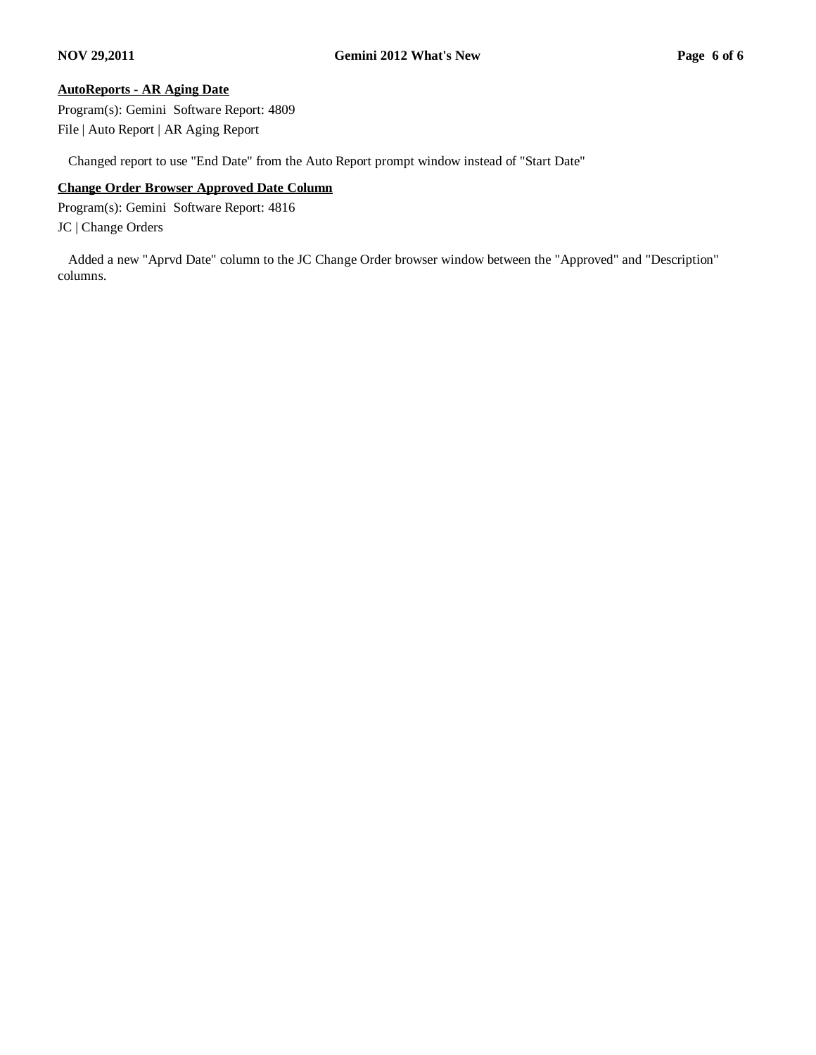**AutoReports - AR Aging Date**

Program(s): Gemini  Software Report: 4809
File | Auto Report | AR Aging Report

Changed report to use "End Date" from the Auto Report prompt window instead of "Start Date"

**Change Order Browser Approved Date Column**

Program(s): Gemini  Software Report: 4816
JC | Change Orders

Added a new "Aprvd Date" column to the JC Change Order browser window between the "Approved" and "Description" columns.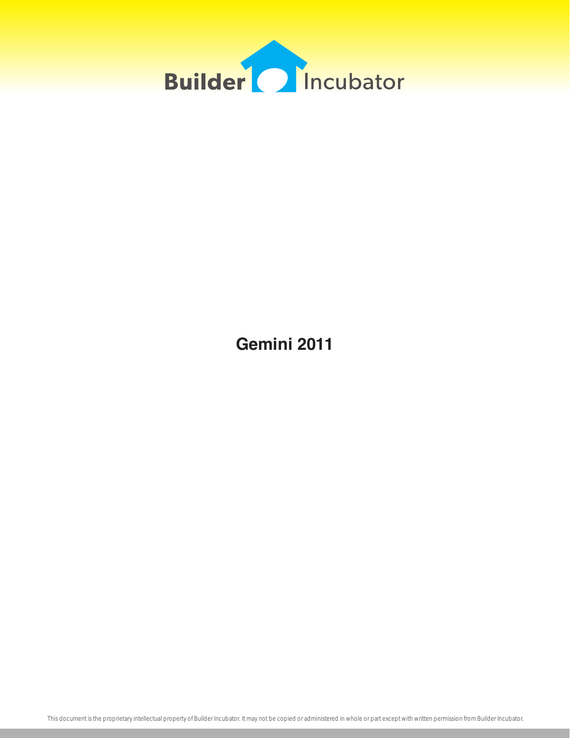Builder Incubator

# Gemini 2011

This document is the proprietary intellectual property of Builder Incubator. It may not be copied or administered in whole or part except with written permission from Builder Incubator.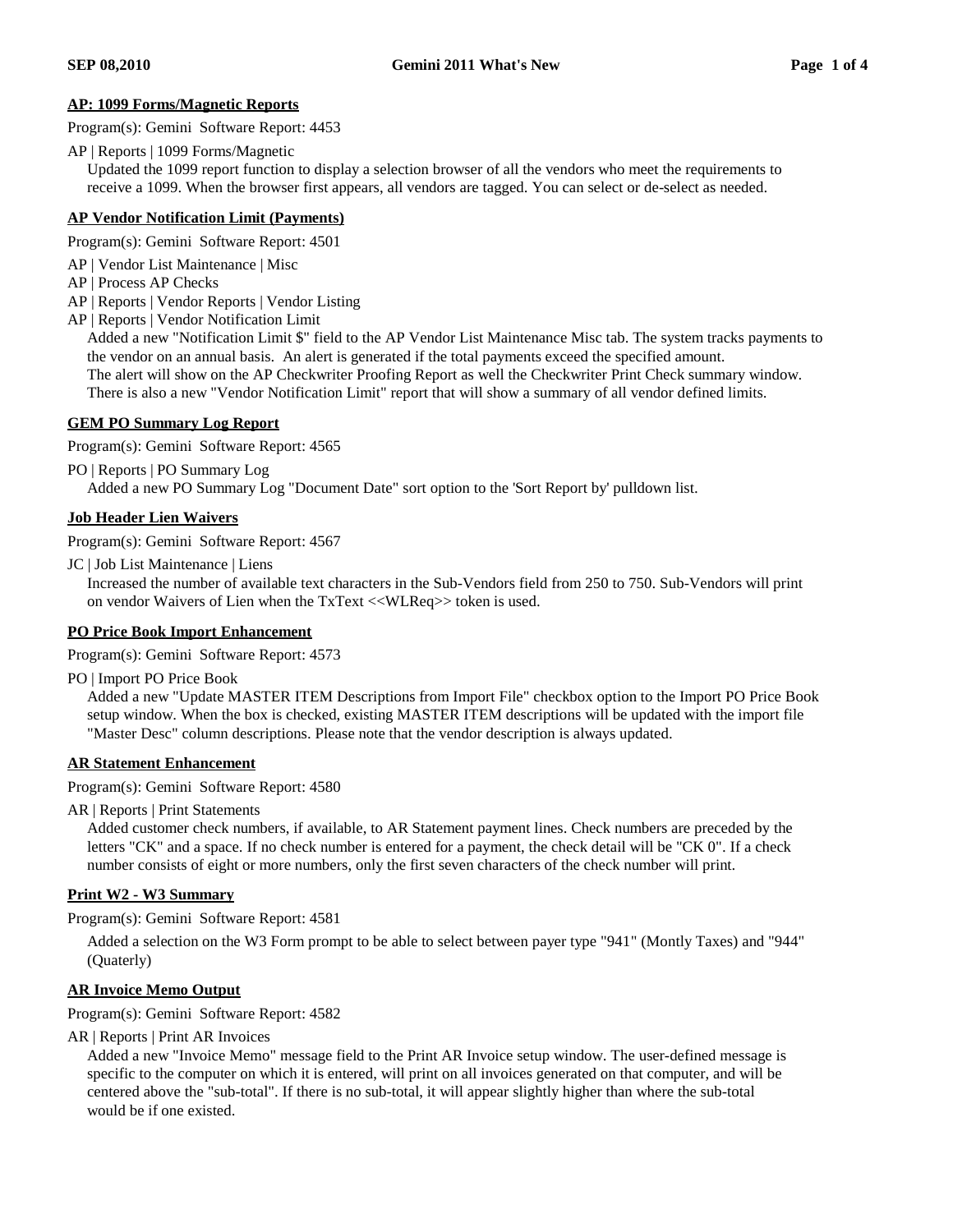### AP: 1099 Forms/Magnetic Reports

Program(s): Gemini  Software Report: 4453

AP | Reports | 1099 Forms/Magnetic

Updated the 1099 report function to display a selection browser of all the vendors who meet the requirements to receive a 1099. When the browser first appears, all vendors are tagged. You can select or de-select as needed.

### AP Vendor Notification Limit (Payments)

Program(s): Gemini  Software Report: 4501

AP | Vendor List Maintenance | Misc
AP | Process AP Checks
AP | Reports | Vendor Reports | Vendor Listing
AP | Reports | Vendor Notification Limit

Added a new "Notification Limit $" field to the AP Vendor List Maintenance Misc tab. The system tracks payments to the vendor on an annual basis. An alert is generated if the total payments exceed the specified amount. The alert will show on the AP Checkwriter Proofing Report as well the Checkwriter Print Check summary window. There is also a new "Vendor Notification Limit" report that will show a summary of all vendor defined limits.

### GEM PO Summary Log Report

Program(s): Gemini  Software Report: 4565

PO | Reports | PO Summary Log

Added a new PO Summary Log "Document Date" sort option to the 'Sort Report by' pulldown list.

### Job Header Lien Waivers

Program(s): Gemini  Software Report: 4567

JC | Job List Maintenance | Liens

Increased the number of available text characters in the Sub-Vendors field from 250 to 750. Sub-Vendors will print on vendor Waivers of Lien when the TxText <<WLReq>> token is used.

### PO Price Book Import Enhancement

Program(s): Gemini  Software Report: 4573

PO | Import PO Price Book

Added a new "Update MASTER ITEM Descriptions from Import File" checkbox option to the Import PO Price Book setup window. When the box is checked, existing MASTER ITEM descriptions will be updated with the import file "Master Desc" column descriptions. Please note that the vendor description is always updated.

### AR Statement Enhancement

Program(s): Gemini  Software Report: 4580

AR | Reports | Print Statements

Added customer check numbers, if available, to AR Statement payment lines. Check numbers are preceded by the letters "CK" and a space. If no check number is entered for a payment, the check detail will be "CK 0". If a check number consists of eight or more numbers, only the first seven characters of the check number will print.

### Print W2 - W3 Summary

Program(s): Gemini  Software Report: 4581

Added a selection on the W3 Form prompt to be able to select between payer type "941" (Montly Taxes) and "944" (Quaterly)

### AR Invoice Memo Output

Program(s): Gemini  Software Report: 4582

AR | Reports | Print AR Invoices

Added a new "Invoice Memo" message field to the Print AR Invoice setup window. The user-defined message is specific to the computer on which it is entered, will print on all invoices generated on that computer, and will be centered above the "sub-total". If there is no sub-total, it will appear slightly higher than where the sub-total would be if one existed.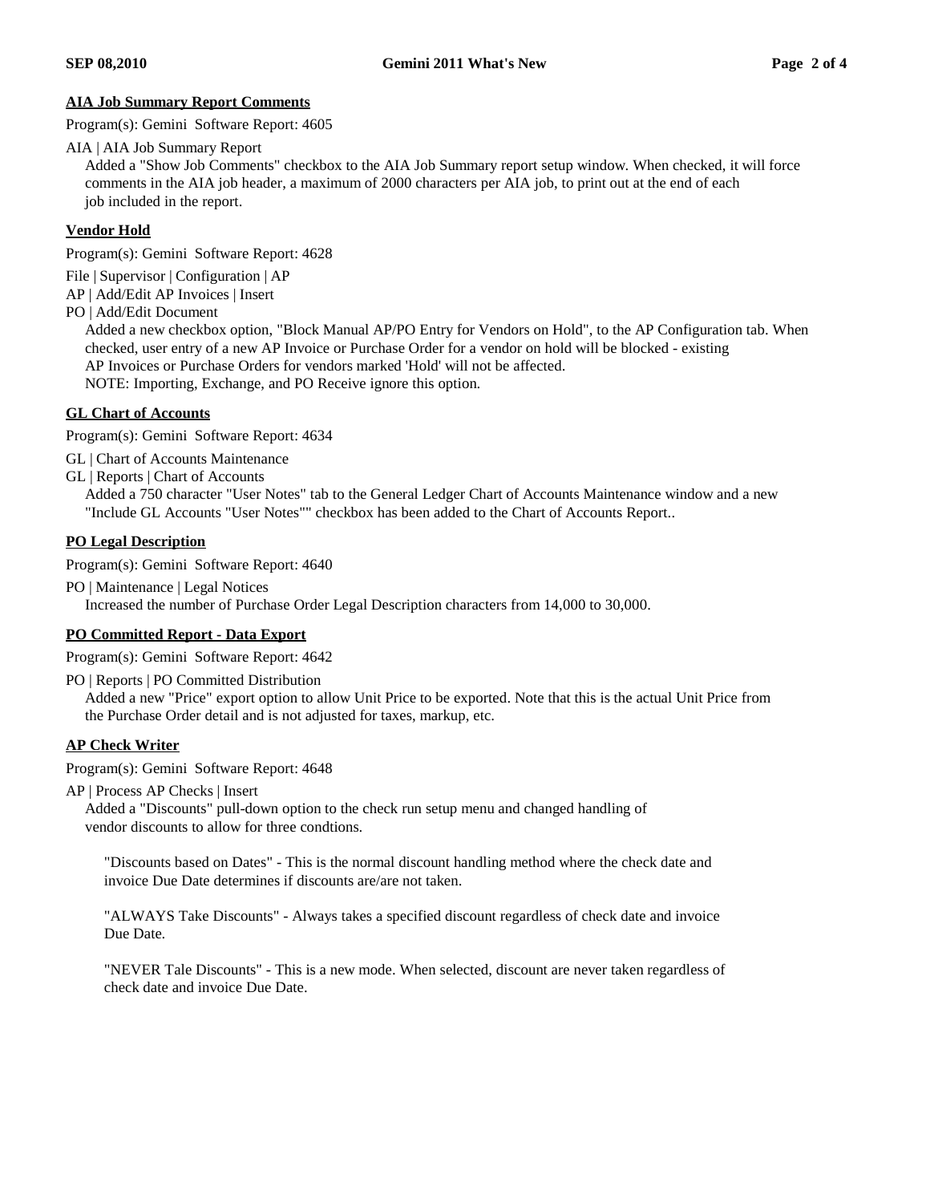**AIA Job Summary Report Comments**

Program(s): Gemini Software Report: 4605

AIA | AIA Job Summary Report

Added a "Show Job Comments" checkbox to the AIA Job Summary report setup window. When checked, it will force comments in the AIA job header, a maximum of 2000 characters per AIA job, to print out at the end of each job included in the report.

**Vendor Hold**

Program(s): Gemini Software Report: 4628

File | Supervisor | Configuration | AP
AP | Add/Edit AP Invoices | Insert
PO | Add/Edit Document

Added a new checkbox option, "Block Manual AP/PO Entry for Vendors on Hold", to the AP Configuration tab. When checked, user entry of a new AP Invoice or Purchase Order for a vendor on hold will be blocked - existing AP Invoices or Purchase Orders for vendors marked 'Hold' will not be affected.
NOTE: Importing, Exchange, and PO Receive ignore this option.

**GL Chart of Accounts**

Program(s): Gemini Software Report: 4634

GL | Chart of Accounts Maintenance
GL | Reports | Chart of Accounts

Added a 750 character "User Notes" tab to the General Ledger Chart of Accounts Maintenance window and a new "Include GL Accounts "User Notes"" checkbox has been added to the Chart of Accounts Report..

**PO Legal Description**

Program(s): Gemini Software Report: 4640

PO | Maintenance | Legal Notices

Increased the number of Purchase Order Legal Description characters from 14,000 to 30,000.

**PO Committed Report - Data Export**

Program(s): Gemini Software Report: 4642

PO | Reports | PO Committed Distribution

Added a new "Price" export option to allow Unit Price to be exported. Note that this is the actual Unit Price from the Purchase Order detail and is not adjusted for taxes, markup, etc.

**AP Check Writer**

Program(s): Gemini Software Report: 4648

AP | Process AP Checks | Insert

Added a "Discounts" pull-down option to the check run setup menu and changed handling of vendor discounts to allow for three condtions.

"Discounts based on Dates" - This is the normal discount handling method where the check date and invoice Due Date determines if discounts are/are not taken.

"ALWAYS Take Discounts" - Always takes a specified discount regardless of check date and invoice Due Date.

"NEVER Tale Discounts" - This is a new mode. When selected, discount are never taken regardless of check date and invoice Due Date.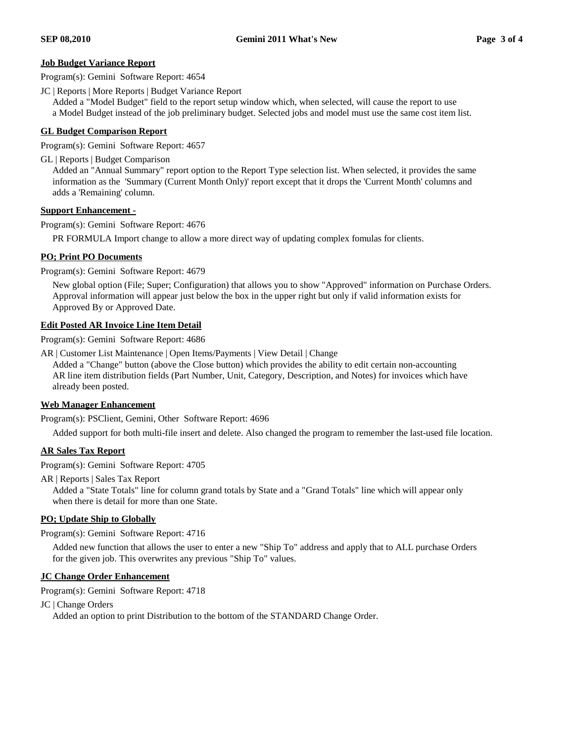## Job Budget Variance Report

Program(s): Gemini Software Report: 4654

JC | Reports | More Reports | Budget Variance Report

Added a "Model Budget" field to the report setup window which, when selected, will cause the report to use a Model Budget instead of the job preliminary budget. Selected jobs and model must use the same cost item list.

## GL Budget Comparison Report

Program(s): Gemini Software Report: 4657

GL | Reports | Budget Comparison

Added an "Annual Summary" report option to the Report Type selection list. When selected, it provides the same information as the 'Summary (Current Month Only)' report except that it drops the 'Current Month' columns and adds a 'Remaining' column.

## Support Enhancement -

Program(s): Gemini Software Report: 4676

PR FORMULA Import change to allow a more direct way of updating complex fomulas for clients.

## PO; Print PO Documents

Program(s): Gemini Software Report: 4679

New global option (File; Super; Configuration) that allows you to show "Approved" information on Purchase Orders. Approval information will appear just below the box in the upper right but only if valid information exists for Approved By or Approved Date.

## Edit Posted AR Invoice Line Item Detail

Program(s): Gemini Software Report: 4686

AR | Customer List Maintenance | Open Items/Payments | View Detail | Change

Added a "Change" button (above the Close button) which provides the ability to edit certain non-accounting AR line item distribution fields (Part Number, Unit, Category, Description, and Notes) for invoices which have already been posted.

## Web Manager Enhancement

Program(s): PSClient, Gemini, Other Software Report: 4696

Added support for both multi-file insert and delete. Also changed the program to remember the last-used file location.

## AR Sales Tax Report

Program(s): Gemini Software Report: 4705

AR | Reports | Sales Tax Report

Added a "State Totals" line for column grand totals by State and a "Grand Totals" line which will appear only when there is detail for more than one State.

## PO; Update Ship to Globally

Program(s): Gemini Software Report: 4716

Added new function that allows the user to enter a new "Ship To" address and apply that to ALL purchase Orders for the given job. This overwrites any previous "Ship To" values.

## JC Change Order Enhancement

Program(s): Gemini Software Report: 4718

JC | Change Orders

Added an option to print Distribution to the bottom of the STANDARD Change Order.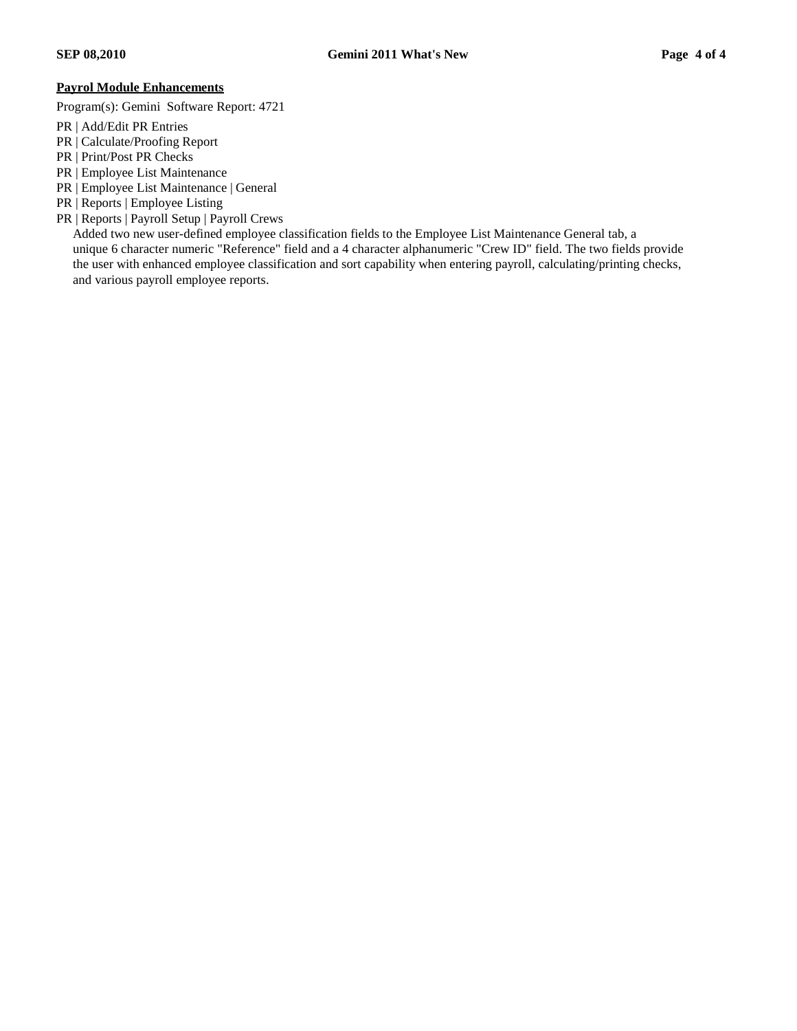**Payrol Module Enhancements**

Program(s): Gemini  Software Report: 4721

PR | Add/Edit PR Entries
PR | Calculate/Proofing Report
PR | Print/Post PR Checks
PR | Employee List Maintenance
PR | Employee List Maintenance | General
PR | Reports | Employee Listing
PR | Reports | Payroll Setup | Payroll Crews

Added two new user-defined employee classification fields to the Employee List Maintenance General tab, a unique 6 character numeric "Reference" field and a 4 character alphanumeric "Crew ID" field. The two fields provide the user with enhanced employee classification and sort capability when entering payroll, calculating/printing checks, and various payroll employee reports.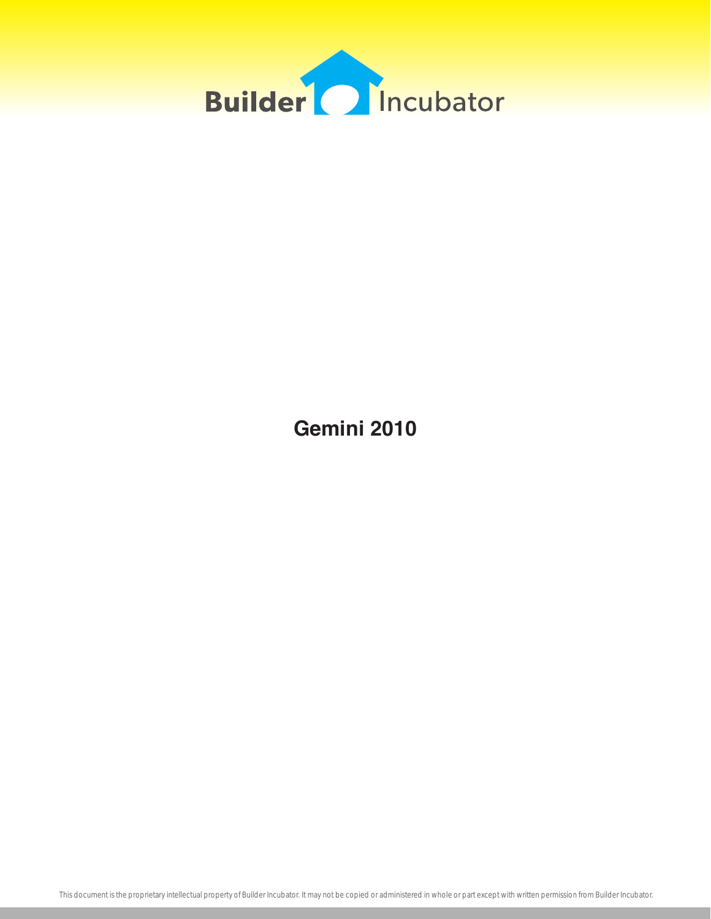Builder Incubator

# Gemini 2010

This document is the proprietary intellectual property of Builder Incubator. It may not be copied or administered in whole or part except with written permission from Builder Incubator.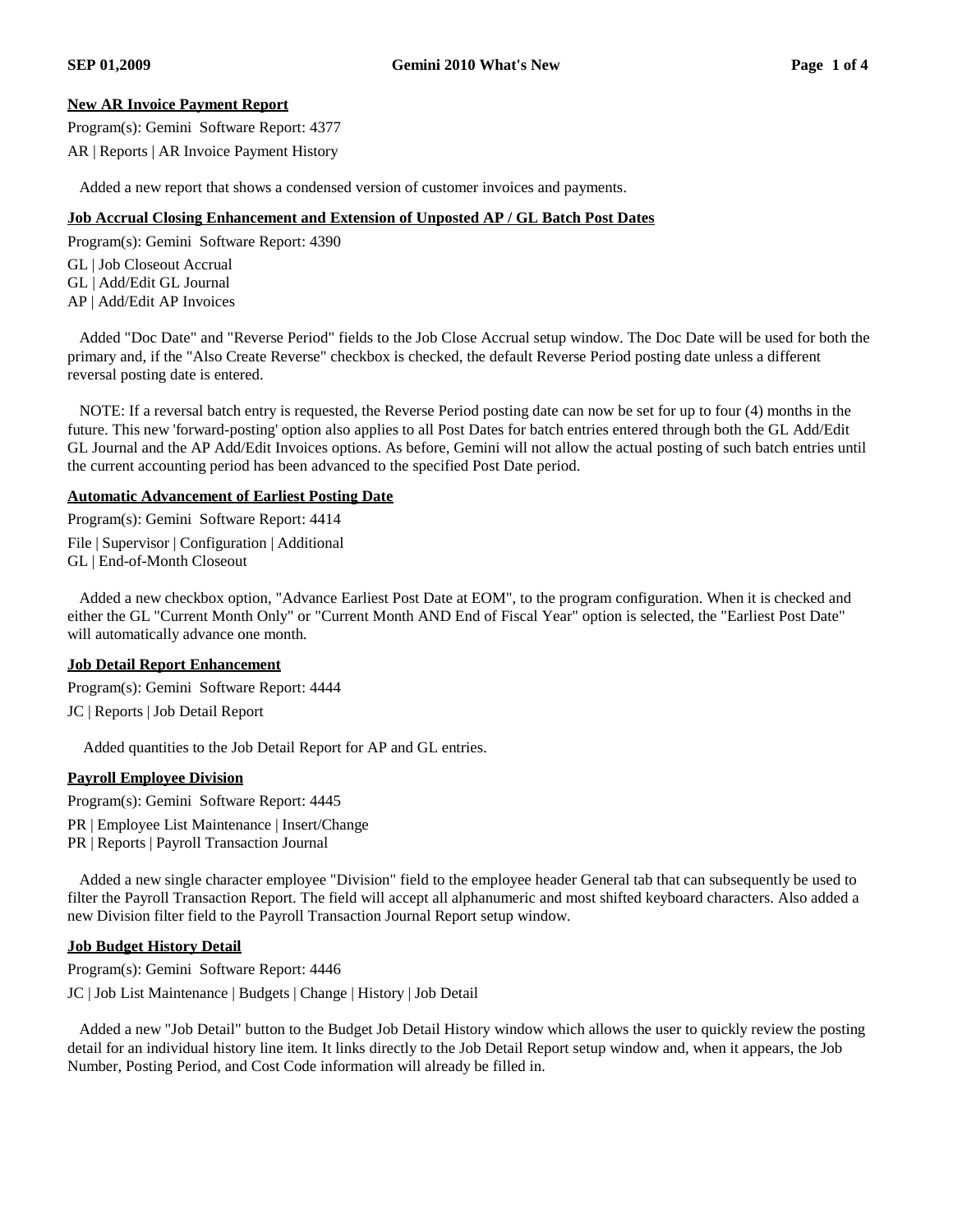**New AR Invoice Payment Report**

Program(s): Gemini Software Report: 4377

AR | Reports | AR Invoice Payment History

Added a new report that shows a condensed version of customer invoices and payments.

**Job Accrual Closing Enhancement and Extension of Unposted AP / GL Batch Post Dates**

Program(s): Gemini Software Report: 4390

GL | Job Closeout Accrual
GL | Add/Edit GL Journal
AP | Add/Edit AP Invoices

Added "Doc Date" and "Reverse Period" fields to the Job Close Accrual setup window. The Doc Date will be used for both the primary and, if the "Also Create Reverse" checkbox is checked, the default Reverse Period posting date unless a different reversal posting date is entered.

NOTE: If a reversal batch entry is requested, the Reverse Period posting date can now be set for up to four (4) months in the future. This new 'forward-posting' option also applies to all Post Dates for batch entries entered through both the GL Add/Edit GL Journal and the AP Add/Edit Invoices options. As before, Gemini will not allow the actual posting of such batch entries until the current accounting period has been advanced to the specified Post Date period.

**Automatic Advancement of Earliest Posting Date**

Program(s): Gemini Software Report: 4414

File | Supervisor | Configuration | Additional
GL | End-of-Month Closeout

Added a new checkbox option, "Advance Earliest Post Date at EOM", to the program configuration. When it is checked and either the GL "Current Month Only" or "Current Month AND End of Fiscal Year" option is selected, the "Earliest Post Date" will automatically advance one month.

**Job Detail Report Enhancement**

Program(s): Gemini Software Report: 4444

JC | Reports | Job Detail Report

Added quantities to the Job Detail Report for AP and GL entries.

**Payroll Employee Division**

Program(s): Gemini Software Report: 4445

PR | Employee List Maintenance | Insert/Change
PR | Reports | Payroll Transaction Journal

Added a new single character employee "Division" field to the employee header General tab that can subsequently be used to filter the Payroll Transaction Report. The field will accept all alphanumeric and most shifted keyboard characters. Also added a new Division filter field to the Payroll Transaction Journal Report setup window.

**Job Budget History Detail**

Program(s): Gemini Software Report: 4446

JC | Job List Maintenance | Budgets | Change | History | Job Detail

Added a new "Job Detail" button to the Budget Job Detail History window which allows the user to quickly review the posting detail for an individual history line item. It links directly to the Job Detail Report setup window and, when it appears, the Job Number, Posting Period, and Cost Code information will already be filled in.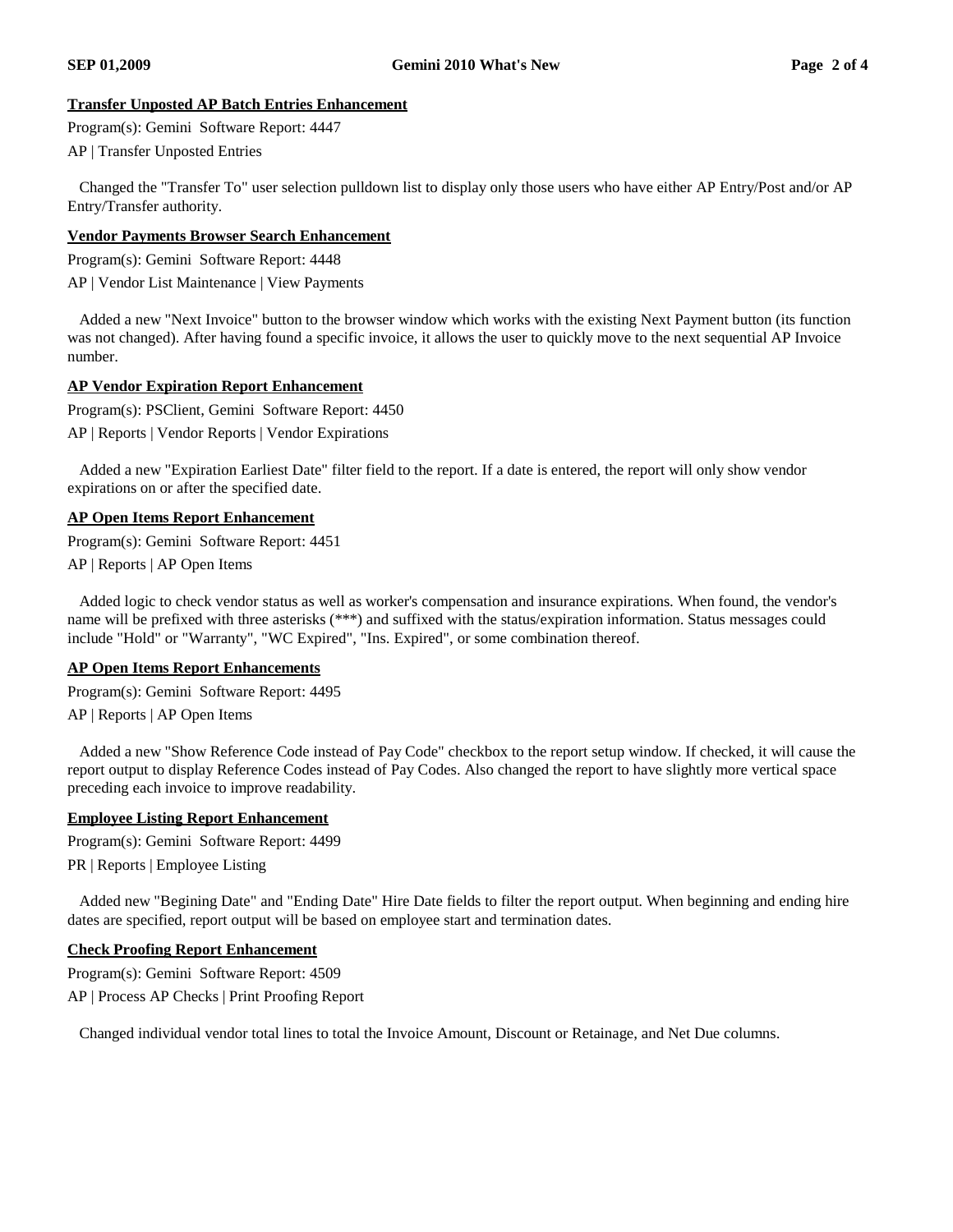### Transfer Unposted AP Batch Entries Enhancement

Program(s): Gemini  Software Report: 4447

AP | Transfer Unposted Entries

Changed the "Transfer To" user selection pulldown list to display only those users who have either AP Entry/Post and/or AP Entry/Transfer authority.

### Vendor Payments Browser Search Enhancement

Program(s): Gemini  Software Report: 4448

AP | Vendor List Maintenance | View Payments

Added a new "Next Invoice" button to the browser window which works with the existing Next Payment button (its function was not changed). After having found a specific invoice, it allows the user to quickly move to the next sequential AP Invoice number.

### AP Vendor Expiration Report Enhancement

Program(s): PSClient, Gemini  Software Report: 4450

AP | Reports | Vendor Reports | Vendor Expirations

Added a new "Expiration Earliest Date" filter field to the report. If a date is entered, the report will only show vendor expirations on or after the specified date.

### AP Open Items Report Enhancement

Program(s): Gemini  Software Report: 4451

AP | Reports | AP Open Items

Added logic to check vendor status as well as worker's compensation and insurance expirations. When found, the vendor's name will be prefixed with three asterisks (***) and suffixed with the status/expiration information. Status messages could include "Hold" or "Warranty", "WC Expired", "Ins. Expired", or some combination thereof.

### AP Open Items Report Enhancements

Program(s): Gemini  Software Report: 4495

AP | Reports | AP Open Items

Added a new "Show Reference Code instead of Pay Code" checkbox to the report setup window. If checked, it will cause the report output to display Reference Codes instead of Pay Codes. Also changed the report to have slightly more vertical space preceding each invoice to improve readability.

### Employee Listing Report Enhancement

Program(s): Gemini  Software Report: 4499

PR | Reports | Employee Listing

Added new "Begining Date" and "Ending Date" Hire Date fields to filter the report output. When beginning and ending hire dates are specified, report output will be based on employee start and termination dates.

### Check Proofing Report Enhancement

Program(s): Gemini  Software Report: 4509

AP | Process AP Checks | Print Proofing Report

Changed individual vendor total lines to total the Invoice Amount, Discount or Retainage, and Net Due columns.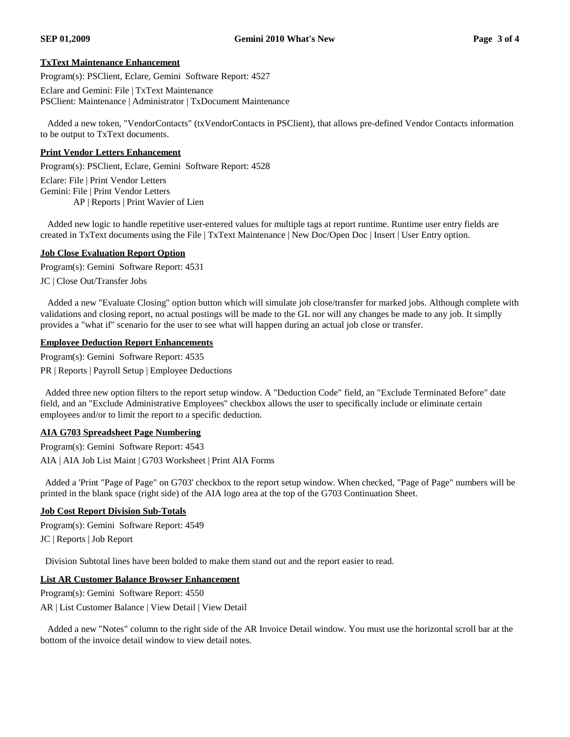### TxText Maintenance Enhancement

Program(s): PSClient, Eclare, Gemini Software Report: 4527

Eclare and Gemini: File | TxText Maintenance
PSClient: Maintenance | Administrator | TxDocument Maintenance

Added a new token, "VendorContacts" (txVendorContacts in PSClient), that allows pre-defined Vendor Contacts information to be output to TxText documents.

### Print Vendor Letters Enhancement

Program(s): PSClient, Eclare, Gemini Software Report: 4528

Eclare: File | Print Vendor Letters
Gemini: File | Print Vendor Letters
AP | Reports | Print Wavier of Lien

Added new logic to handle repetitive user-entered values for multiple tags at report runtime. Runtime user entry fields are created in TxText documents using the File | TxText Maintenance | New Doc/Open Doc | Insert | User Entry option.

### Job Close Evaluation Report Option

Program(s): Gemini Software Report: 4531

JC | Close Out/Transfer Jobs

Added a new "Evaluate Closing" option button which will simulate job close/transfer for marked jobs. Although complete with validations and closing report, no actual postings will be made to the GL nor will any changes be made to any job. It simplly provides a "what if" scenario for the user to see what will happen during an actual job close or transfer.

### Employee Deduction Report Enhancements

Program(s): Gemini Software Report: 4535

PR | Reports | Payroll Setup | Employee Deductions

Added three new option filters to the report setup window. A "Deduction Code" field, an "Exclude Terminated Before" date field, and an "Exclude Administrative Employees" checkbox allows the user to specifically include or eliminate certain employees and/or to limit the report to a specific deduction.

### AIA G703 Spreadsheet Page Numbering

Program(s): Gemini Software Report: 4543

AIA | AIA Job List Maint | G703 Worksheet | Print AIA Forms

Added a 'Print "Page of Page" on G703' checkbox to the report setup window. When checked, "Page of Page" numbers will be printed in the blank space (right side) of the AIA logo area at the top of the G703 Continuation Sheet.

### Job Cost Report Division Sub-Totals

Program(s): Gemini Software Report: 4549

JC | Reports | Job Report

Division Subtotal lines have been bolded to make them stand out and the report easier to read.

### List AR Customer Balance Browser Enhancement

Program(s): Gemini Software Report: 4550

AR | List Customer Balance | View Detail | View Detail

Added a new "Notes" column to the right side of the AR Invoice Detail window. You must use the horizontal scroll bar at the bottom of the invoice detail window to view detail notes.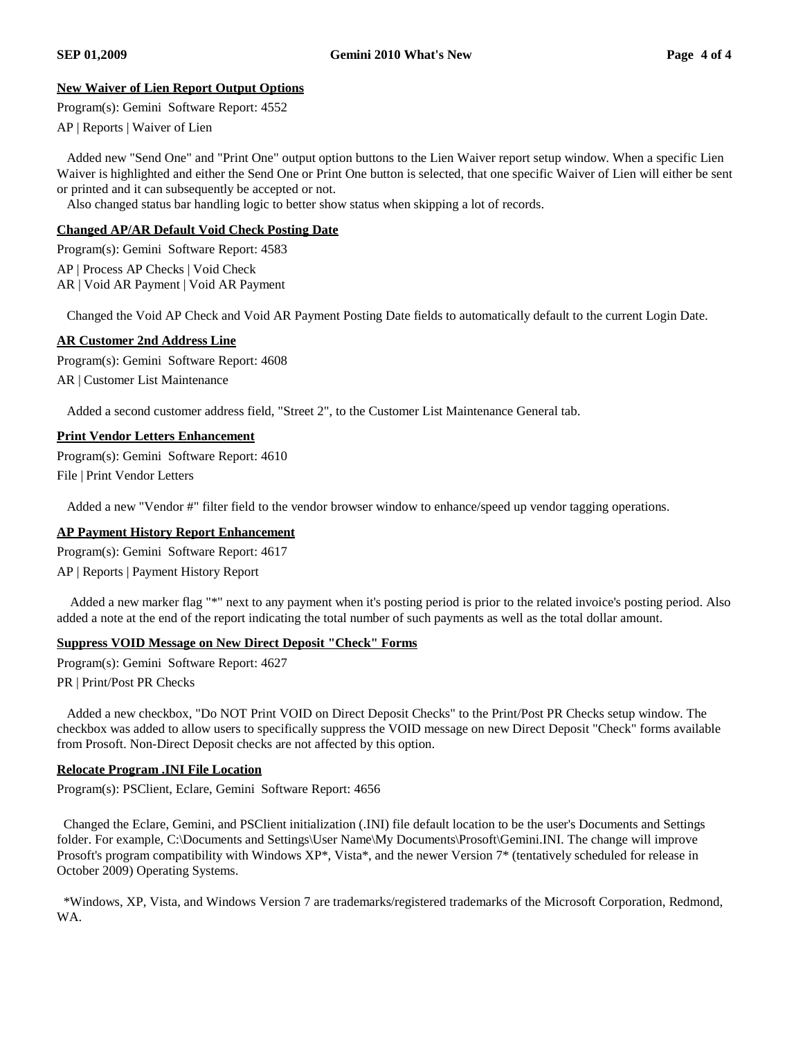### New Waiver of Lien Report Output Options

Program(s): Gemini Software Report: 4552

AP | Reports | Waiver of Lien

Added new "Send One" and "Print One" output option buttons to the Lien Waiver report setup window. When a specific Lien Waiver is highlighted and either the Send One or Print One button is selected, that one specific Waiver of Lien will either be sent or printed and it can subsequently be accepted or not.
Also changed status bar handling logic to better show status when skipping a lot of records.

### Changed AP/AR Default Void Check Posting Date

Program(s): Gemini Software Report: 4583

AP | Process AP Checks | Void Check
AR | Void AR Payment | Void AR Payment

Changed the Void AP Check and Void AR Payment Posting Date fields to automatically default to the current Login Date.

### AR Customer 2nd Address Line

Program(s): Gemini Software Report: 4608

AR | Customer List Maintenance

Added a second customer address field, "Street 2", to the Customer List Maintenance General tab.

### Print Vendor Letters Enhancement

Program(s): Gemini Software Report: 4610

File | Print Vendor Letters

Added a new "Vendor #" filter field to the vendor browser window to enhance/speed up vendor tagging operations.

### AP Payment History Report Enhancement

Program(s): Gemini Software Report: 4617

AP | Reports | Payment History Report

Added a new marker flag "*" next to any payment when it's posting period is prior to the related invoice's posting period. Also added a note at the end of the report indicating the total number of such payments as well as the total dollar amount.

### Suppress VOID Message on New Direct Deposit "Check" Forms

Program(s): Gemini Software Report: 4627

PR | Print/Post PR Checks

Added a new checkbox, "Do NOT Print VOID on Direct Deposit Checks" to the Print/Post PR Checks setup window. The checkbox was added to allow users to specifically suppress the VOID message on new Direct Deposit "Check" forms available from Prosoft. Non-Direct Deposit checks are not affected by this option.

### Relocate Program .INI File Location

Program(s): PSClient, Eclare, Gemini Software Report: 4656

Changed the Eclare, Gemini, and PSClient initialization (.INI) file default location to be the user's Documents and Settings folder. For example, C:\Documents and Settings\User Name\My Documents\Prosoft\Gemini.INI. The change will improve Prosoft's program compatibility with Windows XP*, Vista*, and the newer Version 7* (tentatively scheduled for release in October 2009) Operating Systems.

*Windows, XP, Vista, and Windows Version 7 are trademarks/registered trademarks of the Microsoft Corporation, Redmond, WA.